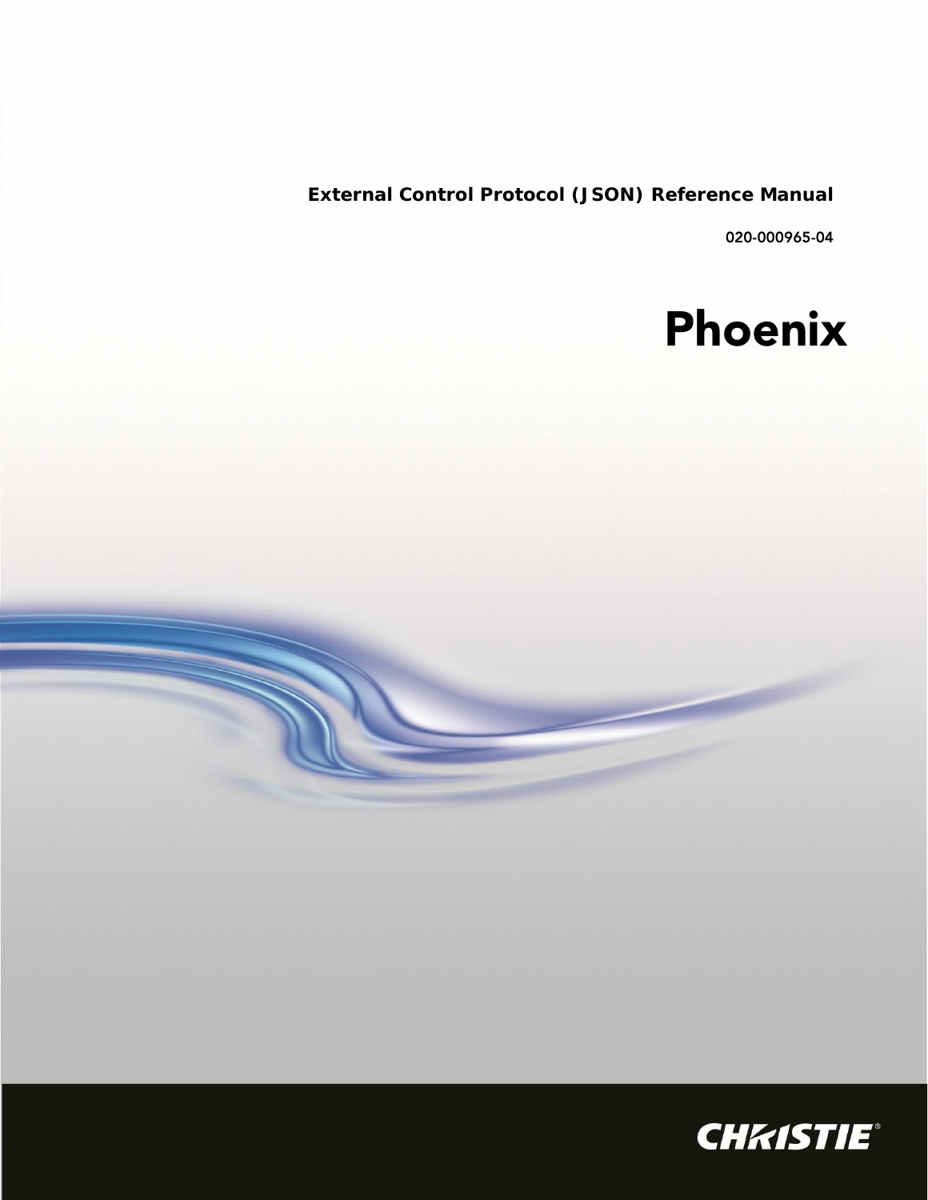**External Control Protocol (JSON) Reference Manual**

020-000965-04

# Phoenix

CHRISTIE®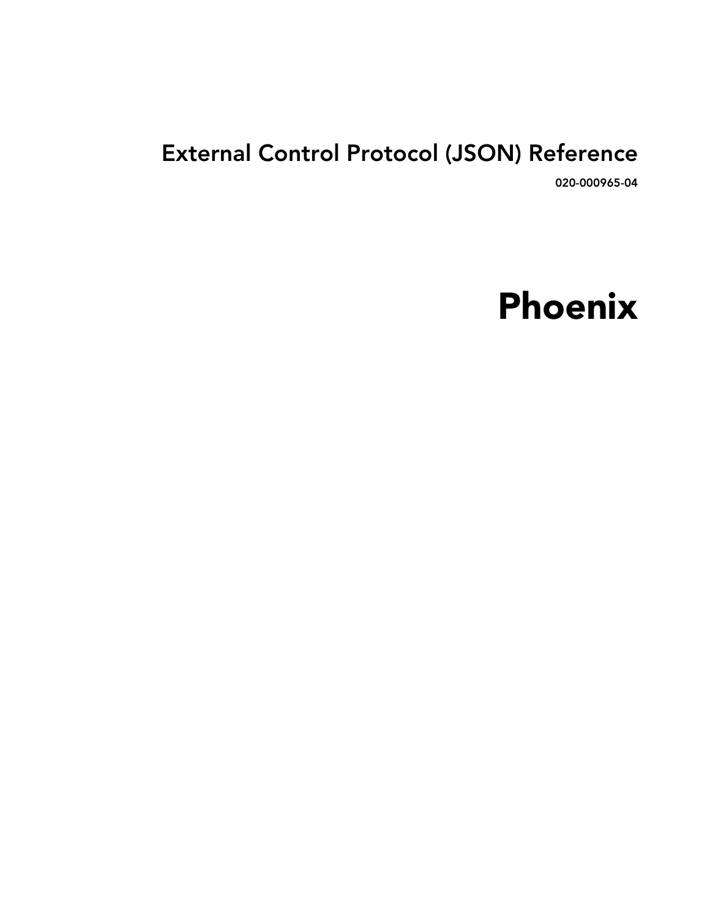# External Control Protocol (JSON) Reference

020-000965-04

# Phoenix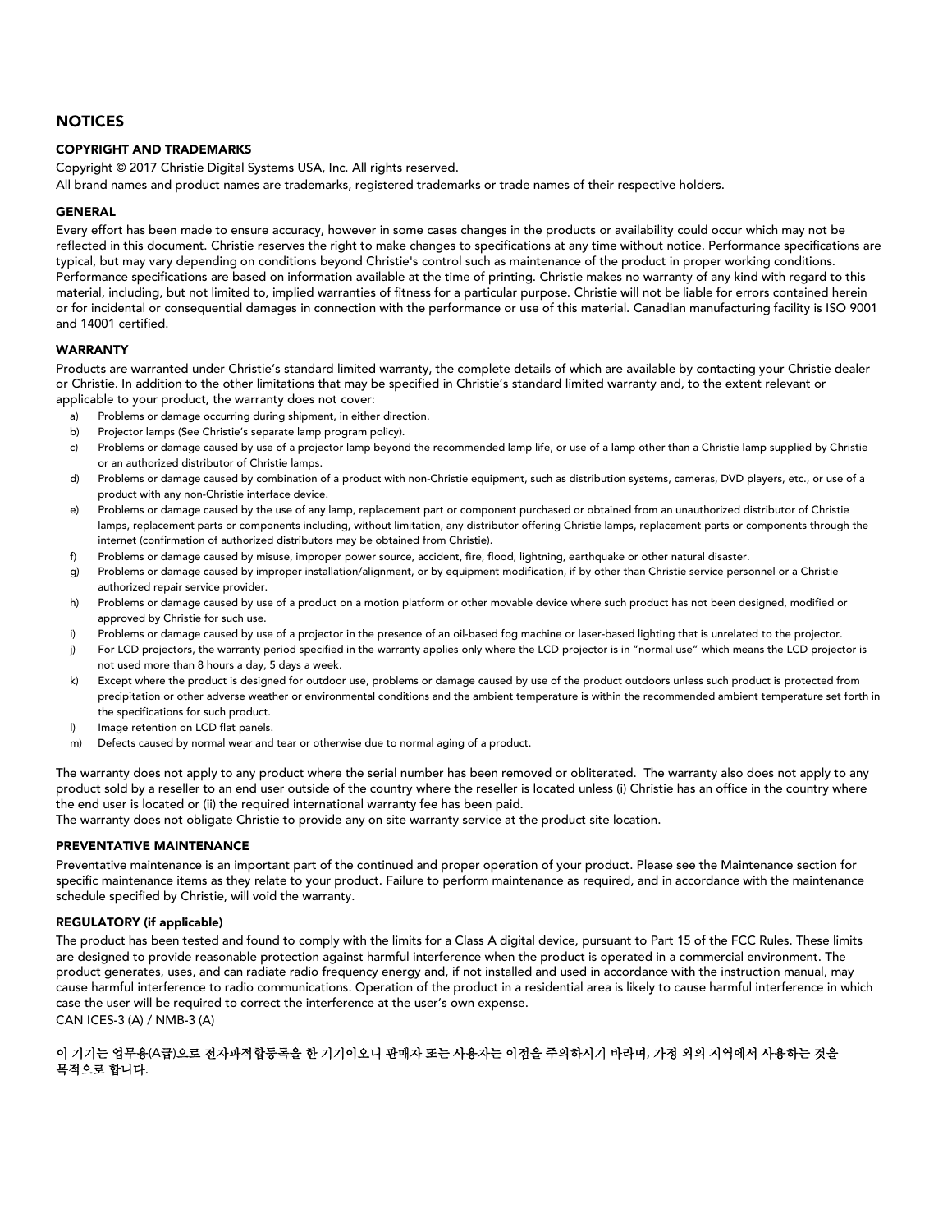## NOTICES

### COPYRIGHT AND TRADEMARKS

Copyright © 2017 Christie Digital Systems USA, Inc. All rights reserved.

All brand names and product names are trademarks, registered trademarks or trade names of their respective holders.

### GENERAL

Every effort has been made to ensure accuracy, however in some cases changes in the products or availability could occur which may not be reflected in this document. Christie reserves the right to make changes to specifications at any time without notice. Performance specifications are typical, but may vary depending on conditions beyond Christie's control such as maintenance of the product in proper working conditions. Performance specifications are based on information available at the time of printing. Christie makes no warranty of any kind with regard to this material, including, but not limited to, implied warranties of fitness for a particular purpose. Christie will not be liable for errors contained herein or for incidental or consequential damages in connection with the performance or use of this material. Canadian manufacturing facility is ISO 9001 and 14001 certified.

### WARRANTY

Products are warranted under Christie's standard limited warranty, the complete details of which are available by contacting your Christie dealer or Christie. In addition to the other limitations that may be specified in Christie's standard limited warranty and, to the extent relevant or applicable to your product, the warranty does not cover:

a) Problems or damage occurring during shipment, in either direction.
b) Projector lamps (See Christie's separate lamp program policy).
c) Problems or damage caused by use of a projector lamp beyond the recommended lamp life, or use of a lamp other than a Christie lamp supplied by Christie or an authorized distributor of Christie lamps.
d) Problems or damage caused by combination of a product with non-Christie equipment, such as distribution systems, cameras, DVD players, etc., or use of a product with any non-Christie interface device.
e) Problems or damage caused by the use of any lamp, replacement part or component purchased or obtained from an unauthorized distributor of Christie lamps, replacement parts or components including, without limitation, any distributor offering Christie lamps, replacement parts or components through the internet (confirmation of authorized distributors may be obtained from Christie).
f) Problems or damage caused by misuse, improper power source, accident, fire, flood, lightning, earthquake or other natural disaster.
g) Problems or damage caused by improper installation/alignment, or by equipment modification, if by other than Christie service personnel or a Christie authorized repair service provider.
h) Problems or damage caused by use of a product on a motion platform or other movable device where such product has not been designed, modified or approved by Christie for such use.
i) Problems or damage caused by use of a projector in the presence of an oil-based fog machine or laser-based lighting that is unrelated to the projector.
j) For LCD projectors, the warranty period specified in the warranty applies only where the LCD projector is in "normal use" which means the LCD projector is not used more than 8 hours a day, 5 days a week.
k) Except where the product is designed for outdoor use, problems or damage caused by use of the product outdoors unless such product is protected from precipitation or other adverse weather or environmental conditions and the ambient temperature is within the recommended ambient temperature set forth in the specifications for such product.
l) Image retention on LCD flat panels.
m) Defects caused by normal wear and tear or otherwise due to normal aging of a product.

The warranty does not apply to any product where the serial number has been removed or obliterated. The warranty also does not apply to any product sold by a reseller to an end user outside of the country where the reseller is located unless (i) Christie has an office in the country where the end user is located or (ii) the required international warranty fee has been paid.

The warranty does not obligate Christie to provide any on site warranty service at the product site location.

### PREVENTATIVE MAINTENANCE

Preventative maintenance is an important part of the continued and proper operation of your product. Please see the Maintenance section for specific maintenance items as they relate to your product. Failure to perform maintenance as required, and in accordance with the maintenance schedule specified by Christie, will void the warranty.

### REGULATORY (if applicable)

The product has been tested and found to comply with the limits for a Class A digital device, pursuant to Part 15 of the FCC Rules. These limits are designed to provide reasonable protection against harmful interference when the product is operated in a commercial environment. The product generates, uses, and can radiate radio frequency energy and, if not installed and used in accordance with the instruction manual, may cause harmful interference to radio communications. Operation of the product in a residential area is likely to cause harmful interference in which case the user will be required to correct the interference at the user's own expense.

CAN ICES-3 (A) / NMB-3 (A)

이 기기는 업무용(A급)으로 전자파적합등록을 한 기기이오니 판매자 또는 사용자는 이점을 주의하시기 바라며, 가정 외의 지역에서 사용하는 것을 목적으로 합니다.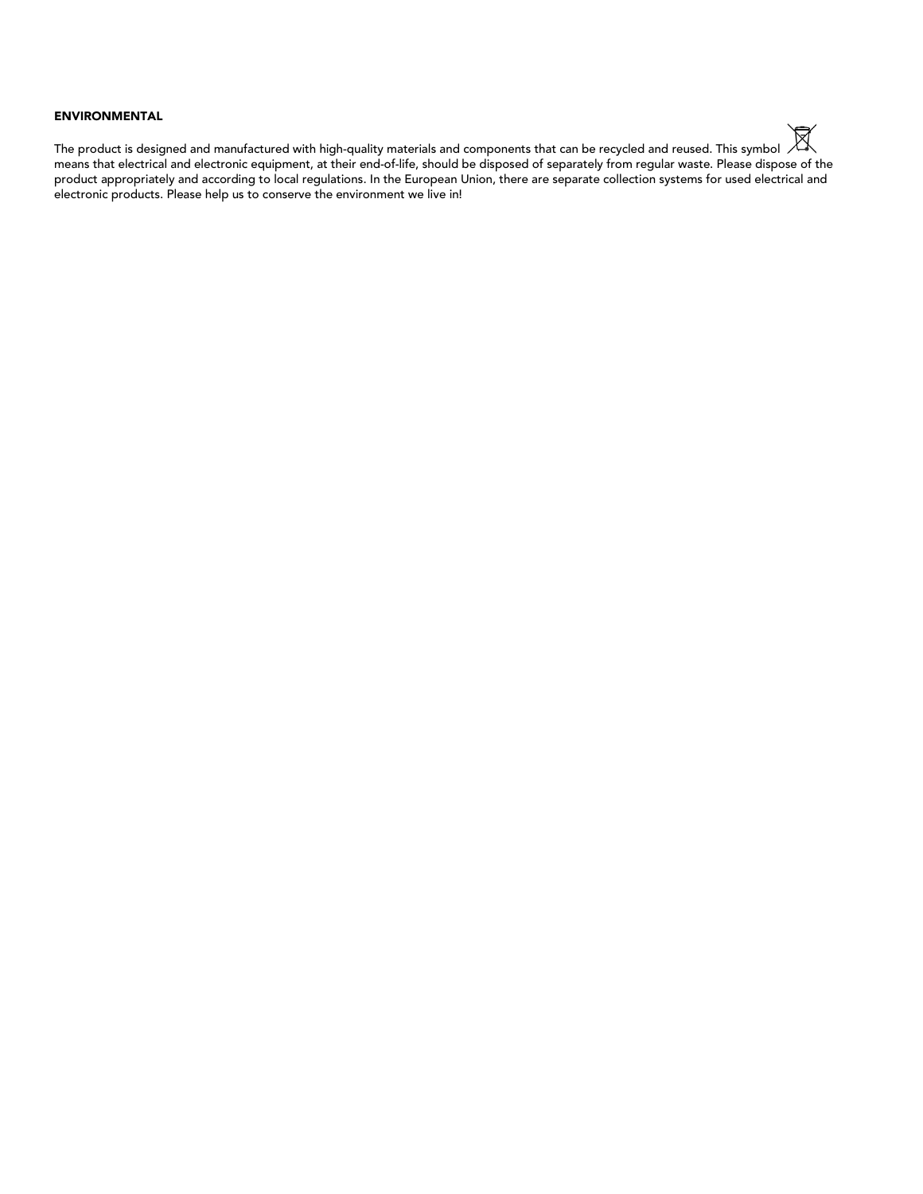**ENVIRONMENTAL**

The product is designed and manufactured with high-quality materials and components that can be recycled and reused. This symbol means that electrical and electronic equipment, at their end-of-life, should be disposed of separately from regular waste. Please dispose of the product appropriately and according to local regulations. In the European Union, there are separate collection systems for used electrical and electronic products. Please help us to conserve the environment we live in!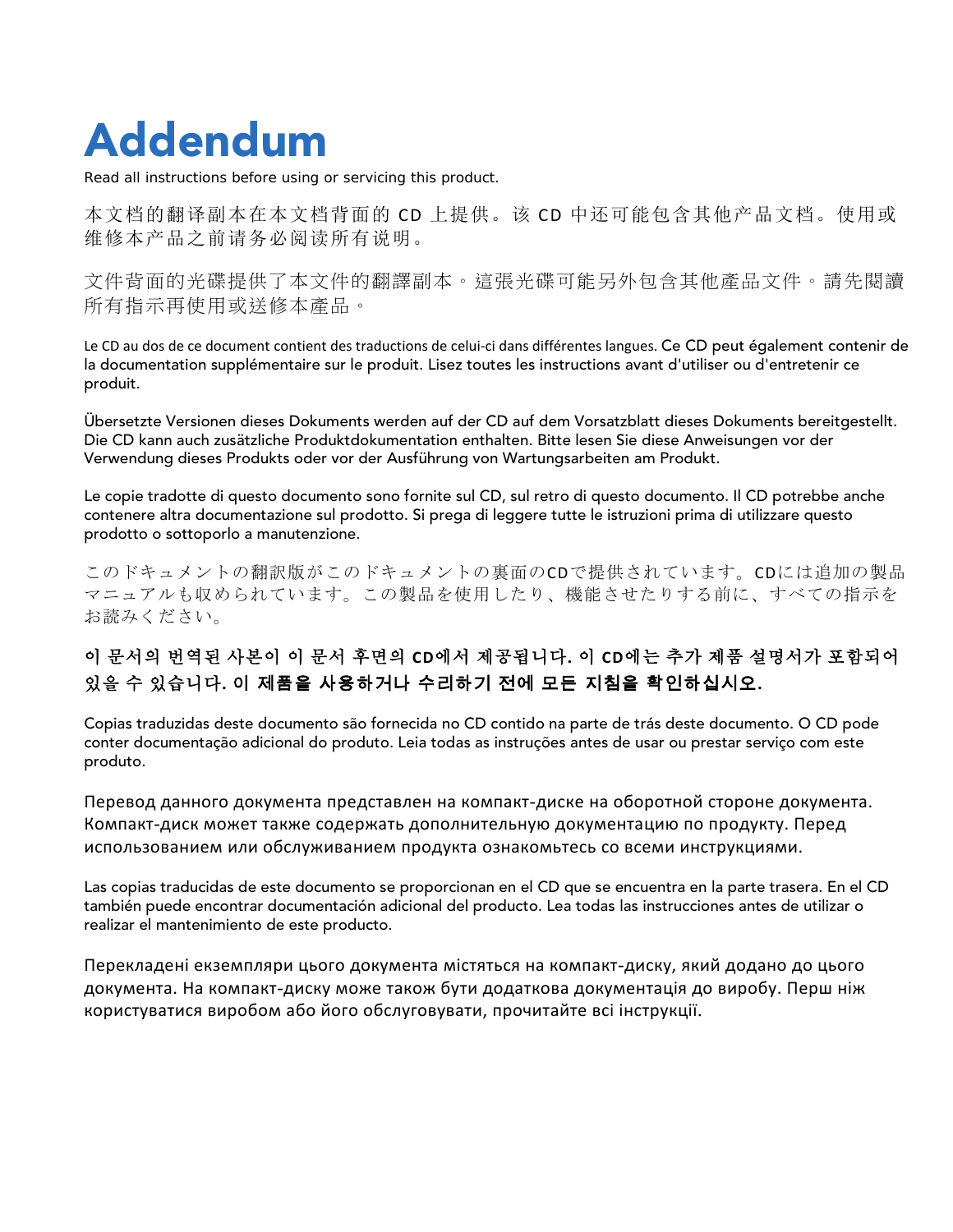# Addendum

Read all instructions before using or servicing this product.

本文档的翻译副本在本文档背面的 CD 上提供。该 CD 中还可能包含其他产品文档。使用或维修本产品之前请务必阅读所有说明。

文件背面的光碟提供了本文件的翻譯副本。這張光碟可能另外包含其他產品文件。請先閱讀所有指示再使用或送修本產品。

Le CD au dos de ce document contient des traductions de celui-ci dans différentes langues. Ce CD peut également contenir de la documentation supplémentaire sur le produit. Lisez toutes les instructions avant d'utiliser ou d'entretenir ce produit.

Übersetzte Versionen dieses Dokuments werden auf der CD auf dem Vorsatzblatt dieses Dokuments bereitgestellt. Die CD kann auch zusätzliche Produktdokumentation enthalten. Bitte lesen Sie diese Anweisungen vor der Verwendung dieses Produkts oder vor der Ausführung von Wartungsarbeiten am Produkt.

Le copie tradotte di questo documento sono fornite sul CD, sul retro di questo documento. Il CD potrebbe anche contenere altra documentazione sul prodotto. Si prega di leggere tutte le istruzioni prima di utilizzare questo prodotto o sottoporlo a manutenzione.

このドキュメントの翻訳版がこのドキュメントの裏面のCDで提供されています。CDには追加の製品マニュアルも収められています。この製品を使用したり、機能させたりする前に、すべての指示をお読みください。

**이 문서의 번역된 사본이 이 문서 후면의 CD에서 제공됩니다. 이 CD에는 추가 제품 설명서가 포함되어 있을 수 있습니다. 이 제품을 사용하거나 수리하기 전에 모든 지침을 확인하십시오.**

Copias traduzidas deste documento são fornecida no CD contido na parte de trás deste documento. O CD pode conter documentação adicional do produto. Leia todas as instruções antes de usar ou prestar serviço com este produto.

Перевод данного документа представлен на компакт-диске на оборотной стороне документа. Компакт-диск может также содержать дополнительную документацию по продукту. Перед использованием или обслуживанием продукта ознакомьтесь со всеми инструкциями.

Las copias traducidas de este documento se proporcionan en el CD que se encuentra en la parte trasera. En el CD también puede encontrar documentación adicional del producto. Lea todas las instrucciones antes de utilizar o realizar el mantenimiento de este producto.

Перекладені екземпляри цього документа містяться на компакт-диску, який додано до цього документа. На компакт-диску може також бути додаткова документація до виробу. Перш ніж користуватися виробом або його обслуговувати, прочитайте всі інструкції.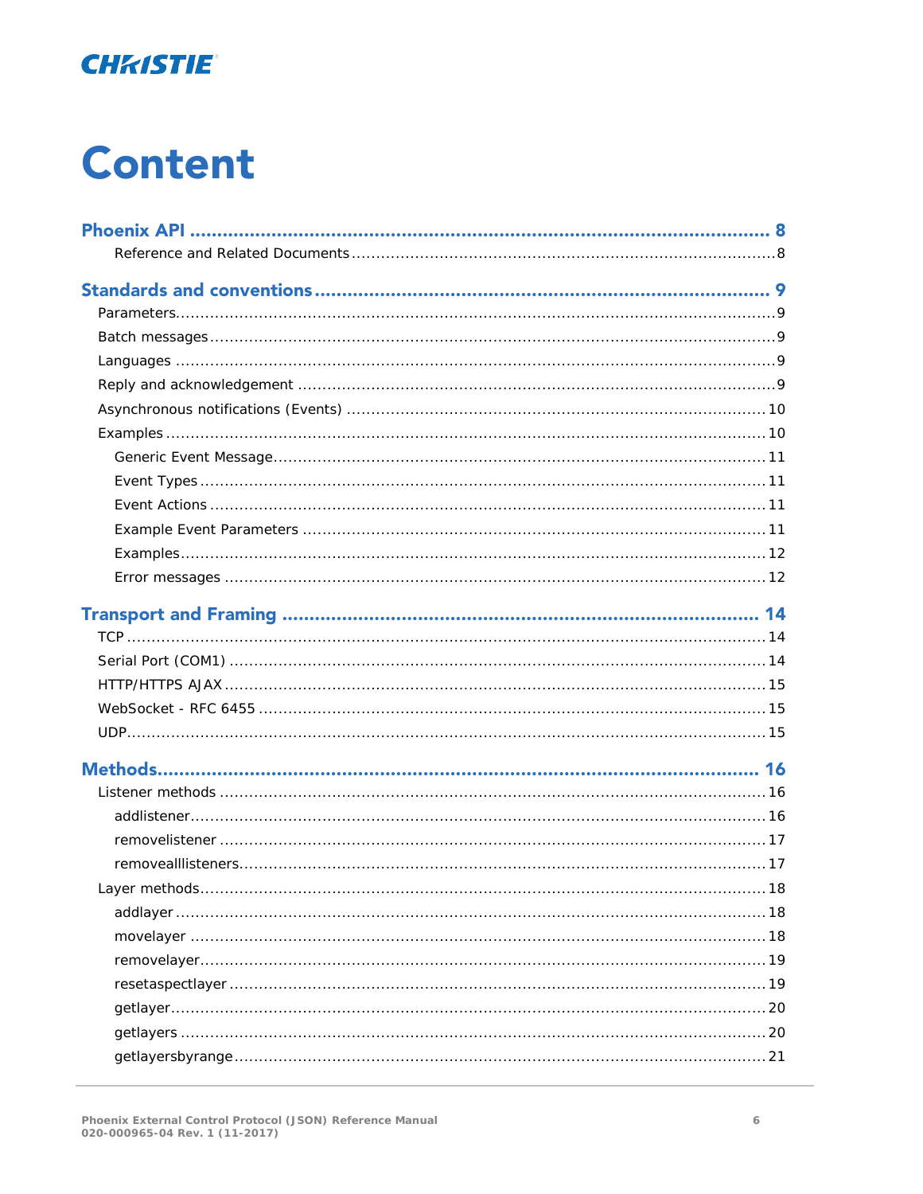# Content

**Phoenix API** ............ 8

- Reference and Related Documents ............ 8

**Standards and conventions** ............ 9

- Parameters ............ 9
- Batch messages ............ 9
- Languages ............ 9
- Reply and acknowledgement ............ 9
- Asynchronous notifications (Events) ............ 10
- Examples ............ 10
  - Generic Event Message ............ 11
  - Event Types ............ 11
  - Event Actions ............ 11
  - Example Event Parameters ............ 11
  - Examples ............ 12
  - Error messages ............ 12

**Transport and Framing** ............ 14

- TCP ............ 14
- Serial Port (COM1) ............ 14
- HTTP/HTTPS AJAX ............ 15
- WebSocket - RFC 6455 ............ 15
- UDP ............ 15

**Methods** ............ 16

- Listener methods ............ 16
  - addlistener ............ 16
  - removelistener ............ 17
  - removealllisteners ............ 17
- Layer methods ............ 18
  - addlayer ............ 18
  - movelayer ............ 18
  - removelayer ............ 19
  - resetaspectlayer ............ 19
  - getlayer ............ 20
  - getlayers ............ 20
  - getlayersbyrange ............ 21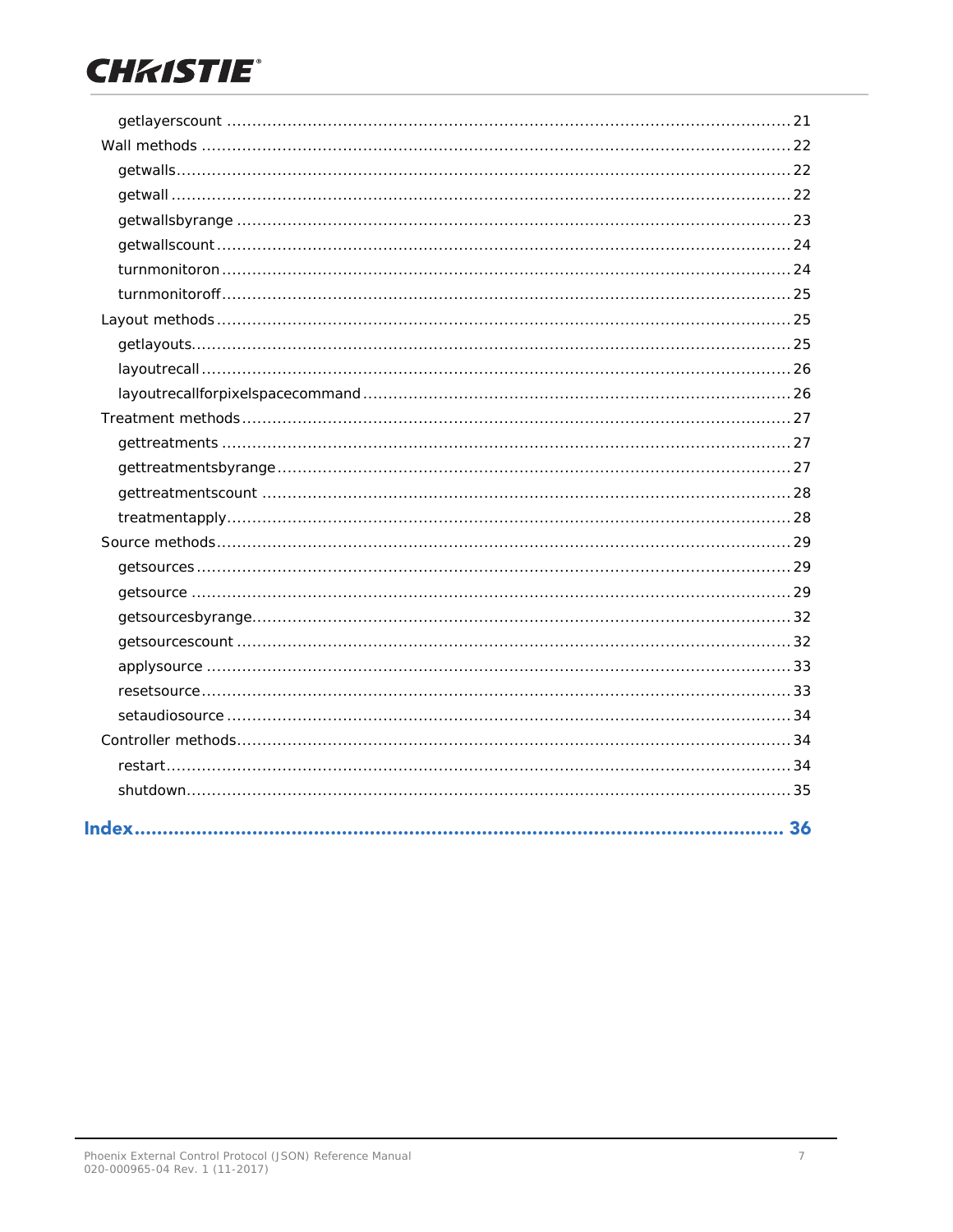- getlayerscount ... 21
- Wall methods ... 22
  - getwalls ... 22
  - getwall ... 22
  - getwallsbyrange ... 23
  - getwallscount ... 24
  - turnmonitoron ... 24
  - turnmonitoroff ... 25
- Layout methods ... 25
  - getlayouts ... 25
  - layoutrecall ... 26
  - layoutrecallforpixelspacecommand ... 26
- Treatment methods ... 27
  - gettreatments ... 27
  - gettreatmentsbyrange ... 27
  - gettreatmentscount ... 28
  - treatmentapply ... 28
- Source methods ... 29
  - getsources ... 29
  - getsource ... 29
  - getsourcesbyrange ... 32
  - getsourcescount ... 32
  - applysource ... 33
  - resetsource ... 33
  - setaudiosource ... 34
- Controller methods ... 34
  - restart ... 34
  - shutdown ... 35

**Index ... 36**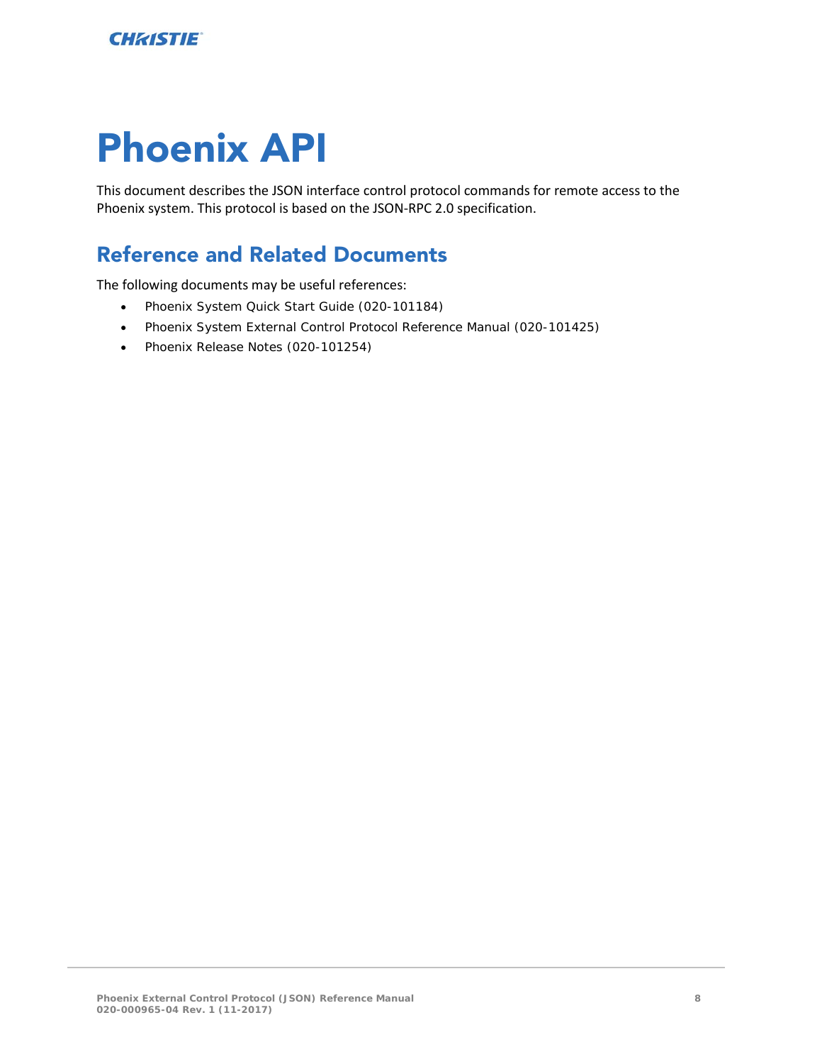# Phoenix API

This document describes the JSON interface control protocol commands for remote access to the Phoenix system. This protocol is based on the JSON-RPC 2.0 specification.

## Reference and Related Documents

The following documents may be useful references:

- Phoenix System Quick Start Guide (020-101184)
- Phoenix System External Control Protocol Reference Manual (020-101425)
- Phoenix Release Notes (020-101254)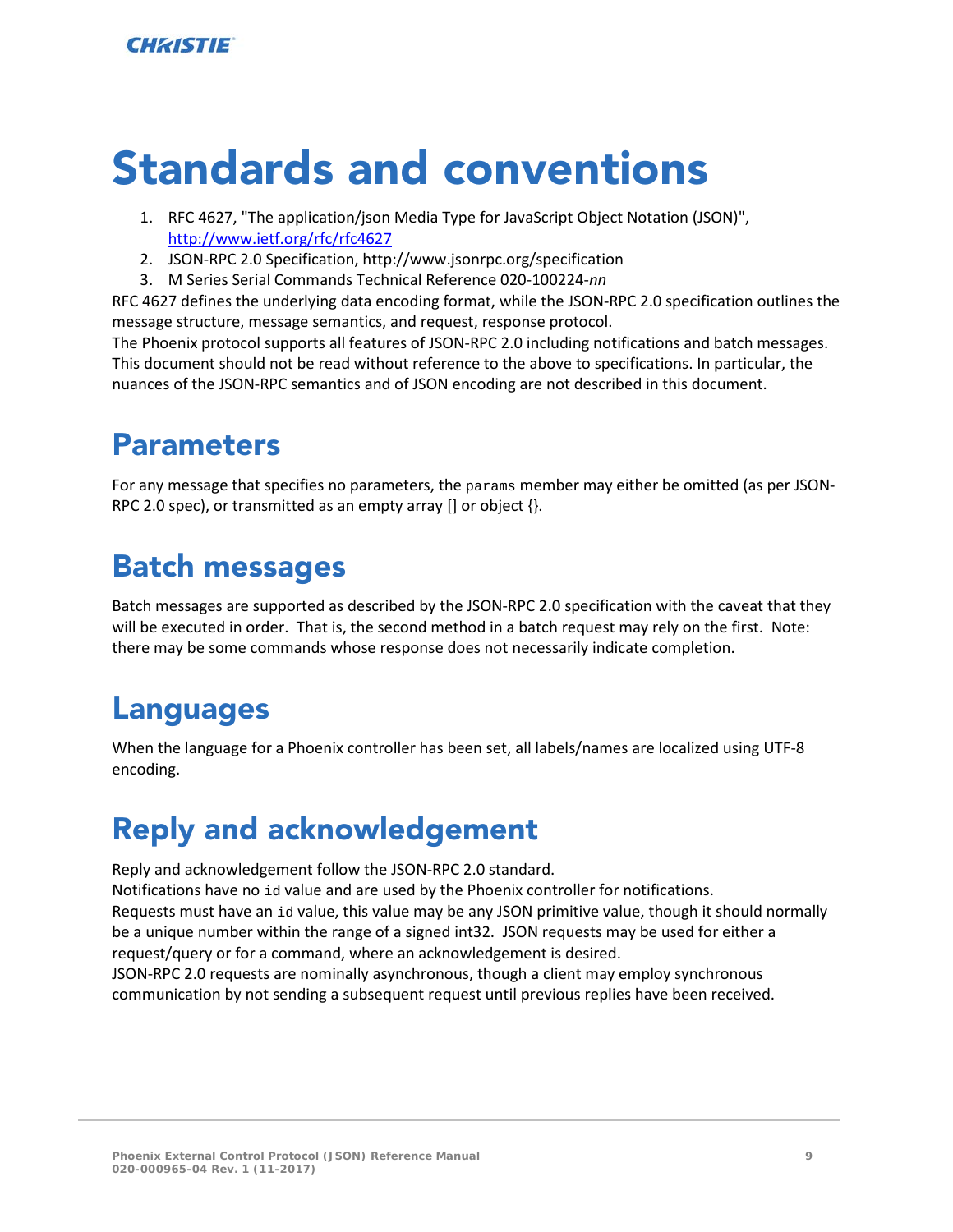# Standards and conventions

1. RFC 4627, "The application/json Media Type for JavaScript Object Notation (JSON)", [http://www.ietf.org/rfc/rfc4627](http://www.ietf.org/rfc/rfc4627)
2. JSON-RPC 2.0 Specification, http://www.jsonrpc.org/specification
3. M Series Serial Commands Technical Reference 020-100224-*nn*

RFC 4627 defines the underlying data encoding format, while the JSON-RPC 2.0 specification outlines the message structure, message semantics, and request, response protocol.

The Phoenix protocol supports all features of JSON-RPC 2.0 including notifications and batch messages. This document should not be read without reference to the above to specifications. In particular, the nuances of the JSON-RPC semantics and of JSON encoding are not described in this document.

## Parameters

For any message that specifies no parameters, the `params` member may either be omitted (as per JSON-RPC 2.0 spec), or transmitted as an empty array [] or object {}.

## Batch messages

Batch messages are supported as described by the JSON-RPC 2.0 specification with the caveat that they will be executed in order. That is, the second method in a batch request may rely on the first. Note: there may be some commands whose response does not necessarily indicate completion.

## Languages

When the language for a Phoenix controller has been set, all labels/names are localized using UTF-8 encoding.

## Reply and acknowledgement

Reply and acknowledgement follow the JSON-RPC 2.0 standard.

Notifications have no `id` value and are used by the Phoenix controller for notifications.

Requests must have an `id` value, this value may be any JSON primitive value, though it should normally be a unique number within the range of a signed int32. JSON requests may be used for either a request/query or for a command, where an acknowledgement is desired.

JSON-RPC 2.0 requests are nominally asynchronous, though a client may employ synchronous communication by not sending a subsequent request until previous replies have been received.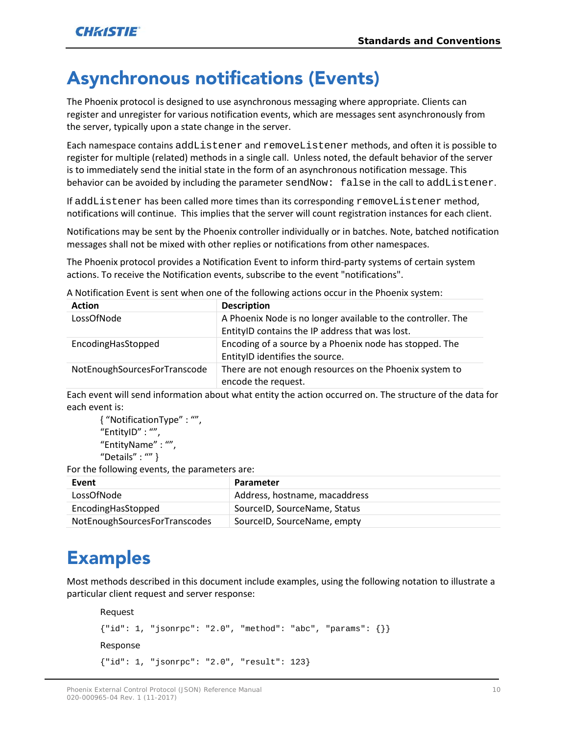# Asynchronous notifications (Events)

The Phoenix protocol is designed to use asynchronous messaging where appropriate. Clients can register and unregister for various notification events, which are messages sent asynchronously from the server, typically upon a state change in the server.

Each namespace contains `addListener` and `removeListener` methods, and often it is possible to register for multiple (related) methods in a single call. Unless noted, the default behavior of the server is to immediately send the initial state in the form of an asynchronous notification message. This behavior can be avoided by including the parameter `sendNow: false` in the call to `addListener`.

If `addListener` has been called more times than its corresponding `removeListener` method, notifications will continue. This implies that the server will count registration instances for each client.

Notifications may be sent by the Phoenix controller individually or in batches. Note, batched notification messages shall not be mixed with other replies or notifications from other namespaces.

The Phoenix protocol provides a Notification Event to inform third-party systems of certain system actions. To receive the Notification events, subscribe to the event "notifications".

A Notification Event is sent when one of the following actions occur in the Phoenix system:

| Action | Description |
| --- | --- |
| LossOfNode | A Phoenix Node is no longer available to the controller. The EntityID contains the IP address that was lost. |
| EncodingHasStopped | Encoding of a source by a Phoenix node has stopped. The EntityID identifies the source. |
| NotEnoughSourcesForTranscode | There are not enough resources on the Phoenix system to encode the request. |

Each event will send information about what entity the action occurred on. The structure of the data for each event is:

```
{ “NotificationType” : “”,
“EntityID” : “”,
“EntityName” : “”,
“Details” : “” }
```

For the following events, the parameters are:

| Event | Parameter |
| --- | --- |
| LossOfNode | Address, hostname, macaddress |
| EncodingHasStopped | SourceID, SourceName, Status |
| NotEnoughSourcesForTranscodes | SourceID, SourceName, empty |

# Examples

Most methods described in this document include examples, using the following notation to illustrate a particular client request and server response:

Request

```
{"id": 1, "jsonrpc": "2.0", "method": "abc", "params": {}}
```

Response

```
{"id": 1, "jsonrpc": "2.0", "result": 123}
```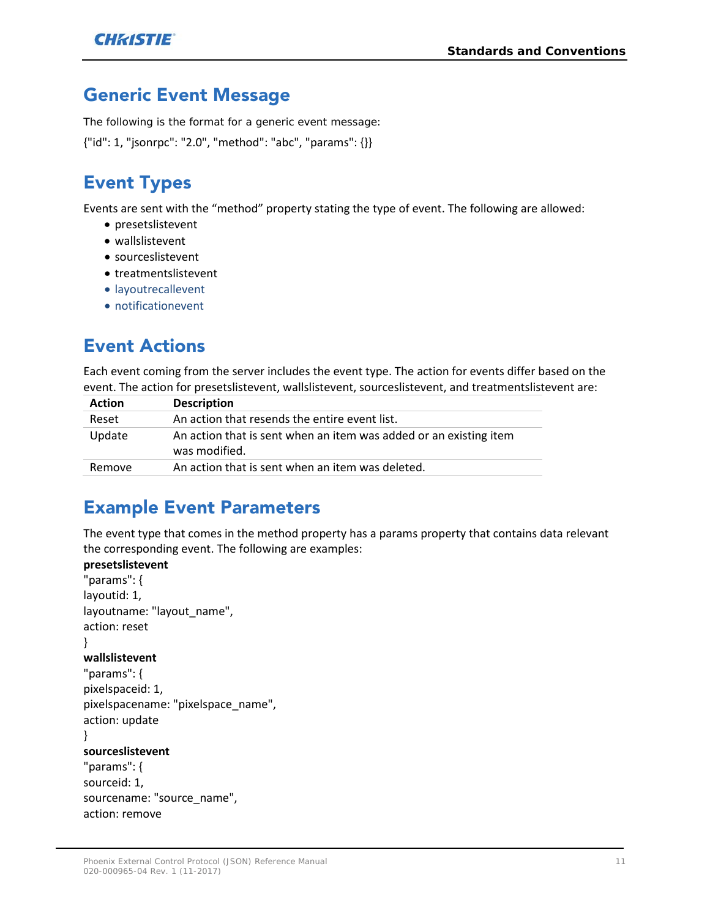## Generic Event Message

The following is the format for a generic event message:

{"id": 1, "jsonrpc": "2.0", "method": "abc", "params": {}}

## Event Types

Events are sent with the "method" property stating the type of event. The following are allowed:

- presetslistevent
- wallslistevent
- sourceslistevent
- treatmentslistevent
- layoutrecallevent
- notificationevent

## Event Actions

Each event coming from the server includes the event type. The action for events differ based on the event. The action for presetslistevent, wallslistevent, sourceslistevent, and treatmentslistevent are:

| Action | Description |
|---|---|
| Reset | An action that resends the entire event list. |
| Update | An action that is sent when an item was added or an existing item was modified. |
| Remove | An action that is sent when an item was deleted. |

## Example Event Parameters

The event type that comes in the method property has a params property that contains data relevant the corresponding event. The following are examples:

**presetslistevent**

```
"params": {
layoutid: 1,
layoutname: "layout_name",
action: reset
}
```

**wallslistevent**

```
"params": {
pixelspaceid: 1,
pixelspacename: "pixelspace_name",
action: update
}
```

**sourceslistevent**

```
"params": {
sourceid: 1,
sourcename: "source_name",
action: remove
```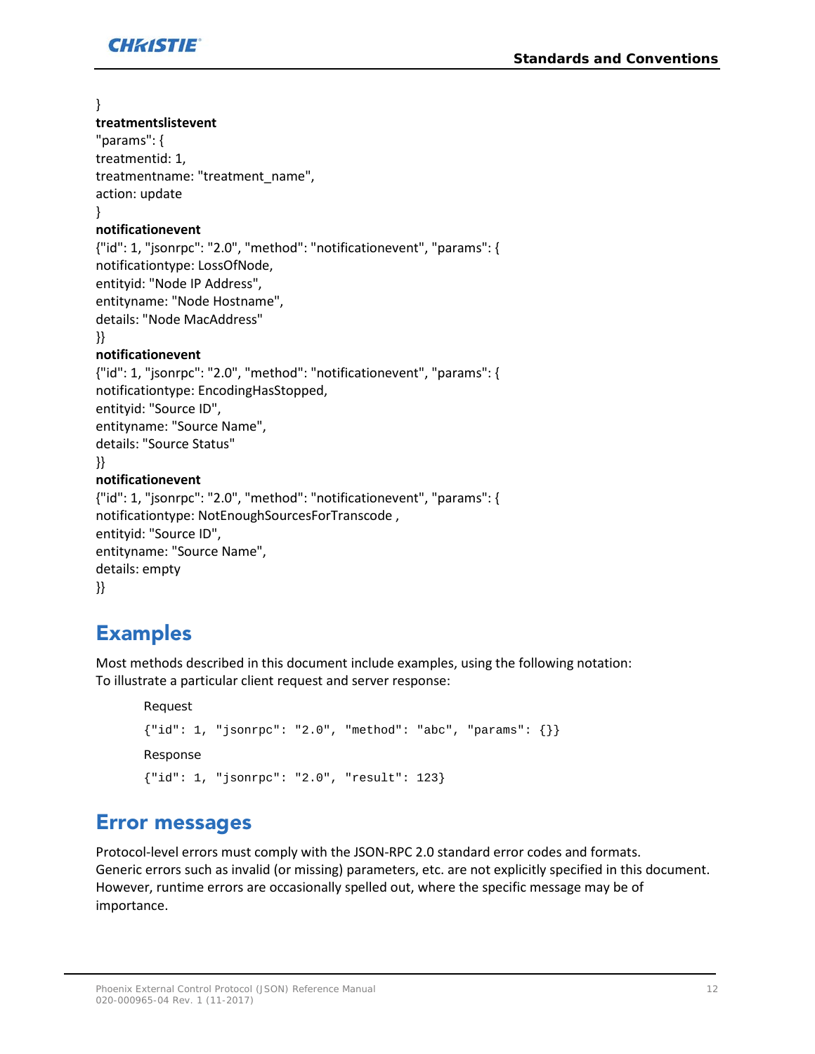}

**treatmentslistevent**

"params": {
treatmentid: 1,
treatmentname: "treatment_name",
action: update
}

**notificationevent**

{"id": 1, "jsonrpc": "2.0", "method": "notificationevent", "params": {
notificationtype: LossOfNode,
entityid: "Node IP Address",
entityname: "Node Hostname",
details: "Node MacAddress"
}}

**notificationevent**

{"id": 1, "jsonrpc": "2.0", "method": "notificationevent", "params": {
notificationtype: EncodingHasStopped,
entityid: "Source ID",
entityname: "Source Name",
details: "Source Status"
}}

**notificationevent**

{"id": 1, "jsonrpc": "2.0", "method": "notificationevent", "params": {
notificationtype: NotEnoughSourcesForTranscode ,
entityid: "Source ID",
entityname: "Source Name",
details: empty
}}

# Examples

Most methods described in this document include examples, using the following notation:
To illustrate a particular client request and server response:

Request

```
{"id": 1, "jsonrpc": "2.0", "method": "abc", "params": {}}
```

Response

```
{"id": 1, "jsonrpc": "2.0", "result": 123}
```

# Error messages

Protocol-level errors must comply with the JSON-RPC 2.0 standard error codes and formats.
Generic errors such as invalid (or missing) parameters, etc. are not explicitly specified in this document.
However, runtime errors are occasionally spelled out, where the specific message may be of importance.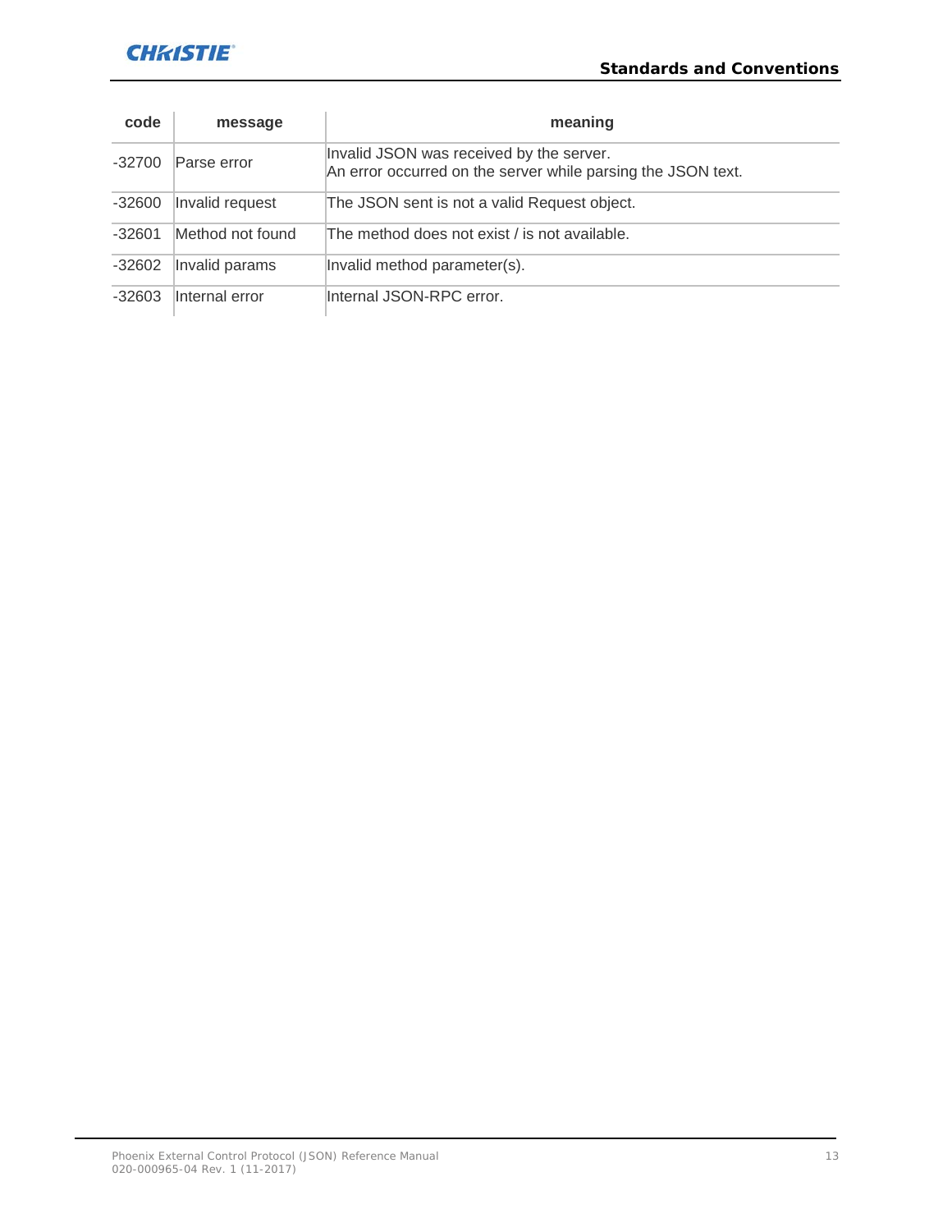| code | message | meaning |
|---|---|---|
| -32700 | Parse error | Invalid JSON was received by the server.<br>An error occurred on the server while parsing the JSON text. |
| -32600 | Invalid request | The JSON sent is not a valid Request object. |
| -32601 | Method not found | The method does not exist / is not available. |
| -32602 | Invalid params | Invalid method parameter(s). |
| -32603 | Internal error | Internal JSON-RPC error. |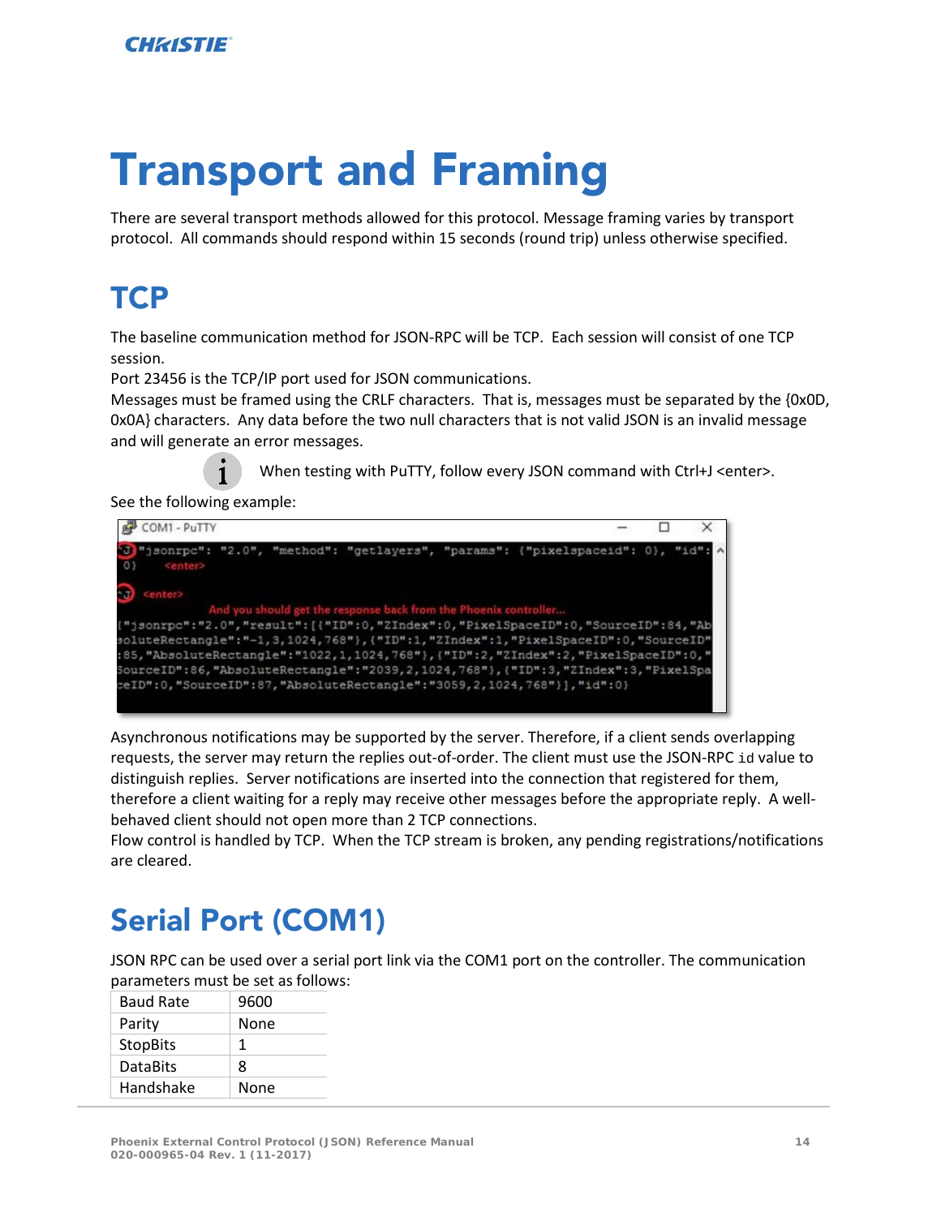# Transport and Framing

There are several transport methods allowed for this protocol. Message framing varies by transport protocol. All commands should respond within 15 seconds (round trip) unless otherwise specified.

## TCP

The baseline communication method for JSON-RPC will be TCP. Each session will consist of one TCP session.

Port 23456 is the TCP/IP port used for JSON communications.

Messages must be framed using the CRLF characters. That is, messages must be separated by the {0x0D, 0x0A} characters. Any data before the two null characters that is not valid JSON is an invalid message and will generate an error messages.

When testing with PuTTY, follow every JSON command with Ctrl+J <enter>.

See the following example:

```
COM1 - PuTTY
^J"jsonrpc": "2.0", "method": "getlayers", "params": {"pixelspaceid": 0}, "id":
0}    <enter>

^J <enter>
        And you should get the response back from the Phoenix controller...
{"jsonrpc":"2.0","result":[{"ID":0,"ZIndex":0,"PixelSpaceID":0,"SourceID":84,"Ab
soluteRectangle":"-1,3,1024,768"},{"ID":1,"ZIndex":1,"PixelSpaceID":0,"SourceID"
:85,"AbsoluteRectangle":"1022,1,1024,768"},{"ID":2,"ZIndex":2,"PixelSpaceID":0,"
SourceID":86,"AbsoluteRectangle":"2039,2,1024,768"},{"ID":3,"ZIndex":3,"PixelSpa
ceID":0,"SourceID":87,"AbsoluteRectangle":"3059,2,1024,768"}],"id":0}
```

Asynchronous notifications may be supported by the server. Therefore, if a client sends overlapping requests, the server may return the replies out-of-order. The client must use the JSON-RPC `id` value to distinguish replies. Server notifications are inserted into the connection that registered for them, therefore a client waiting for a reply may receive other messages before the appropriate reply. A well-behaved client should not open more than 2 TCP connections.

Flow control is handled by TCP. When the TCP stream is broken, any pending registrations/notifications are cleared.

## Serial Port (COM1)

JSON RPC can be used over a serial port link via the COM1 port on the controller. The communication parameters must be set as follows:

| | |
|---|---|
| Baud Rate | 9600 |
| Parity | None |
| StopBits | 1 |
| DataBits | 8 |
| Handshake | None |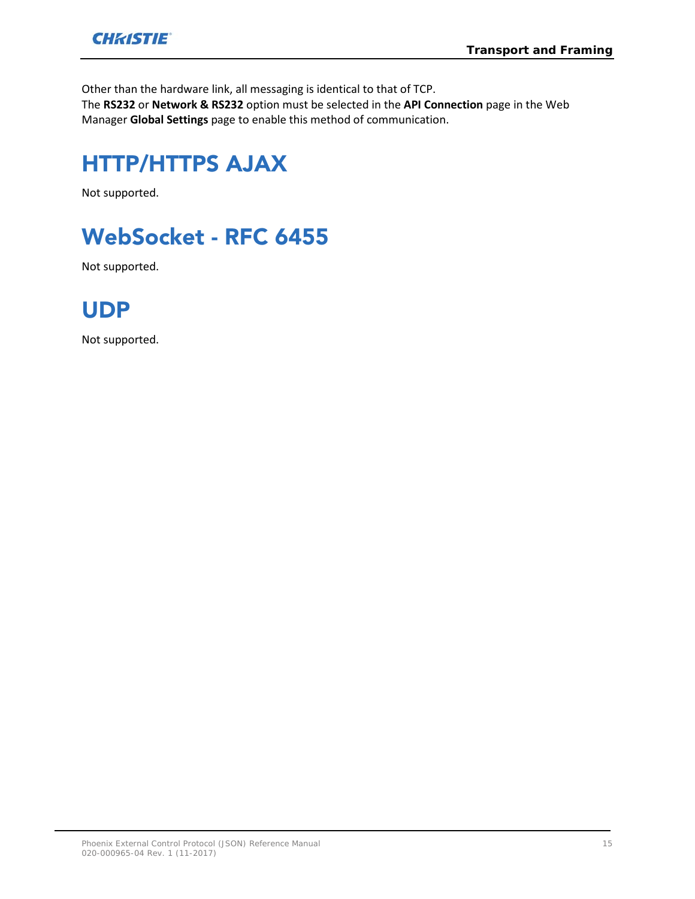Other than the hardware link, all messaging is identical to that of TCP.
The **RS232** or **Network & RS232** option must be selected in the **API Connection** page in the Web Manager **Global Settings** page to enable this method of communication.

# HTTP/HTTPS AJAX

Not supported.

# WebSocket - RFC 6455

Not supported.

# UDP

Not supported.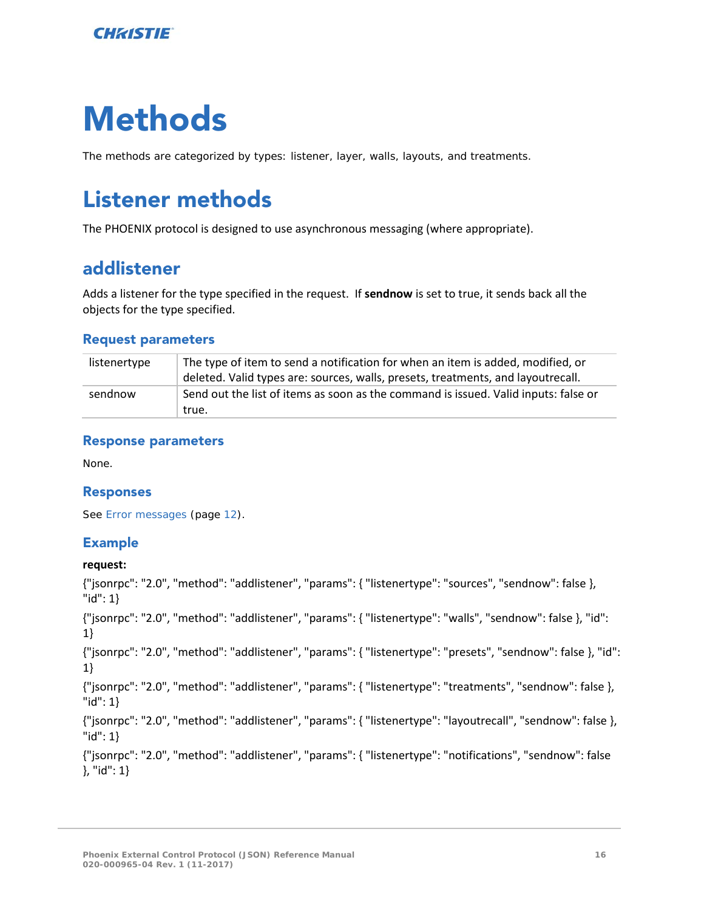# Methods

The methods are categorized by types: listener, layer, walls, layouts, and treatments.

# Listener methods

The PHOENIX protocol is designed to use asynchronous messaging (where appropriate).

## addlistener

Adds a listener for the type specified in the request. If **sendnow** is set to true, it sends back all the objects for the type specified.

### Request parameters

| | |
|---|---|
| listenertype | The type of item to send a notification for when an item is added, modified, or deleted. Valid types are: sources, walls, presets, treatments, and layoutrecall. |
| sendnow | Send out the list of items as soon as the command is issued. Valid inputs: false or true. |

### Response parameters

None.

### Responses

See Error messages (page 12).

### Example

**request:**

{"jsonrpc": "2.0", "method": "addlistener", "params": { "listenertype": "sources", "sendnow": false }, "id": 1}

{"jsonrpc": "2.0", "method": "addlistener", "params": { "listenertype": "walls", "sendnow": false }, "id": 1}

{"jsonrpc": "2.0", "method": "addlistener", "params": { "listenertype": "presets", "sendnow": false }, "id": 1}

{"jsonrpc": "2.0", "method": "addlistener", "params": { "listenertype": "treatments", "sendnow": false }, "id": 1}

{"jsonrpc": "2.0", "method": "addlistener", "params": { "listenertype": "layoutrecall", "sendnow": false }, "id": 1}

{"jsonrpc": "2.0", "method": "addlistener", "params": { "listenertype": "notifications", "sendnow": false }, "id": 1}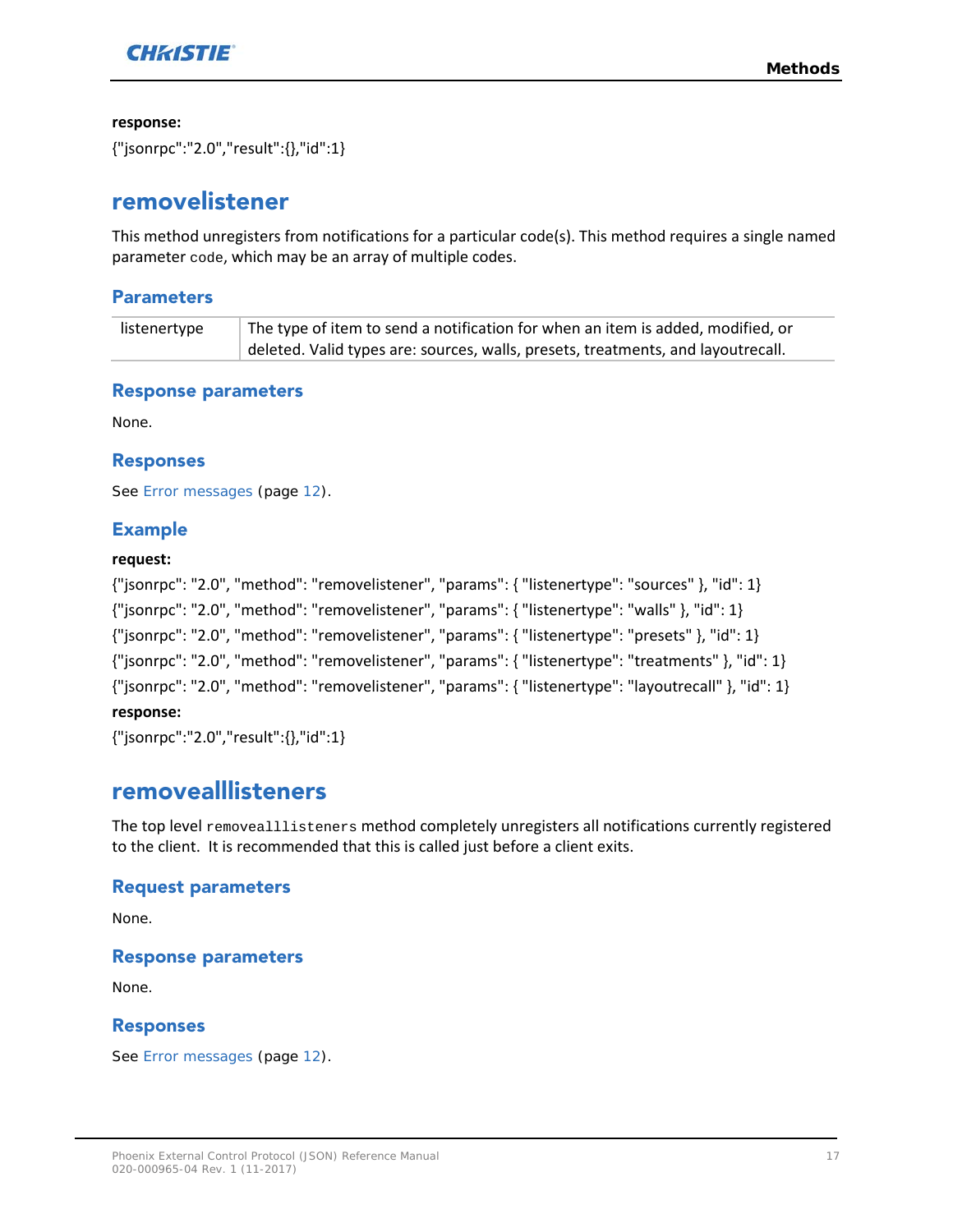**response:**

{"jsonrpc":"2.0","result":{},"id":1}

## removelistener

This method unregisters from notifications for a particular code(s). This method requires a single named parameter `code`, which may be an array of multiple codes.

### Parameters

| | |
|---|---|
| listenertype | The type of item to send a notification for when an item is added, modified, or deleted. Valid types are: sources, walls, presets, treatments, and layoutrecall. |

### Response parameters

None.

### Responses

See Error messages (page 12).

### Example

**request:**

{"jsonrpc": "2.0", "method": "removelistener", "params": { "listenertype": "sources" }, "id": 1}

{"jsonrpc": "2.0", "method": "removelistener", "params": { "listenertype": "walls" }, "id": 1}

{"jsonrpc": "2.0", "method": "removelistener", "params": { "listenertype": "presets" }, "id": 1}

{"jsonrpc": "2.0", "method": "removelistener", "params": { "listenertype": "treatments" }, "id": 1}

{"jsonrpc": "2.0", "method": "removelistener", "params": { "listenertype": "layoutrecall" }, "id": 1}

**response:**

{"jsonrpc":"2.0","result":{},"id":1}

## removealllisteners

The top level `removealllisteners` method completely unregisters all notifications currently registered to the client. It is recommended that this is called just before a client exits.

### Request parameters

None.

### Response parameters

None.

### Responses

See Error messages (page 12).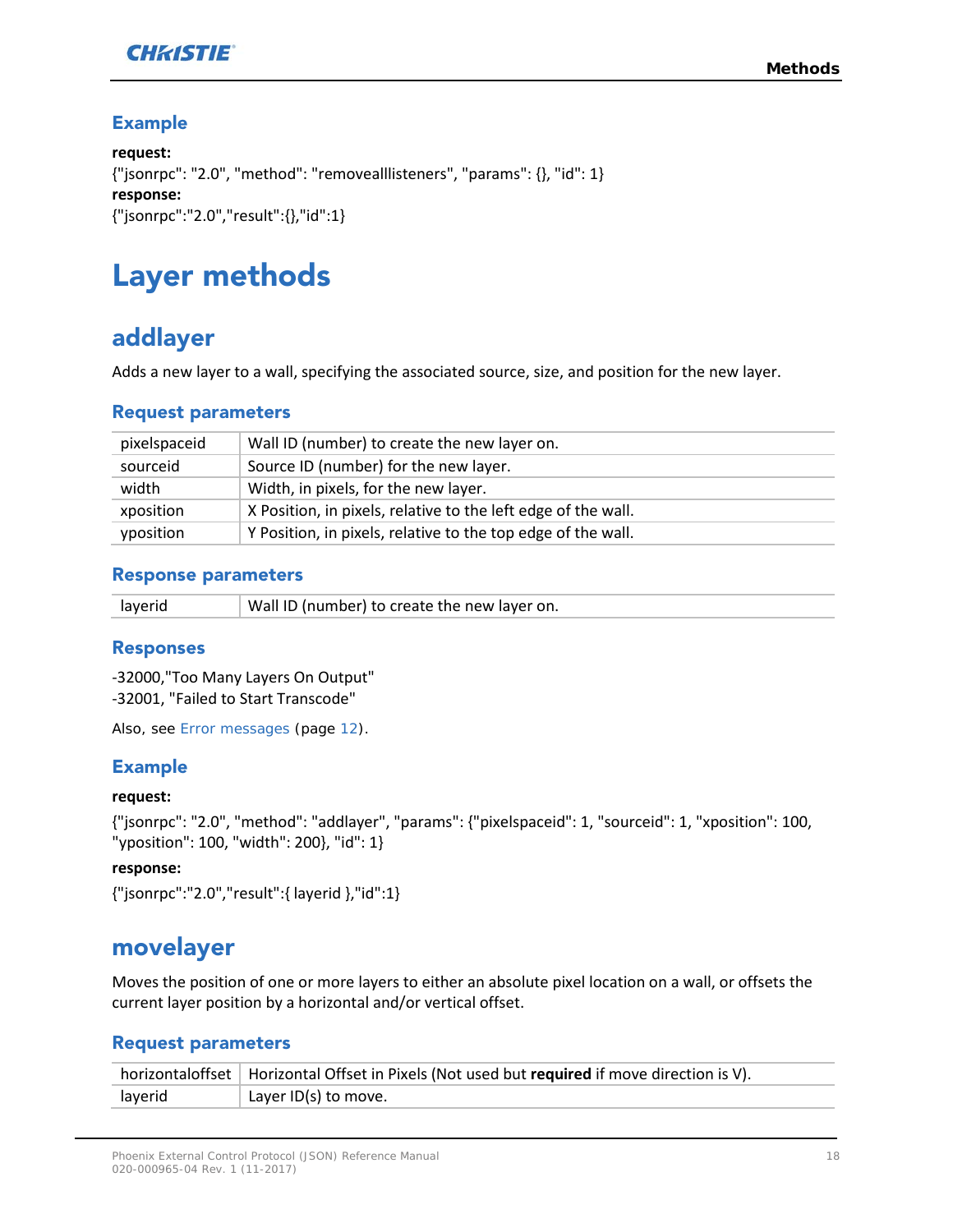### Example

**request:**

{"jsonrpc": "2.0", "method": "removealllisteners", "params": {}, "id": 1}

**response:**

{"jsonrpc":"2.0","result":{},"id":1}

# Layer methods

## addlayer

Adds a new layer to a wall, specifying the associated source, size, and position for the new layer.

### Request parameters

| | |
|---|---|
| pixelspaceid | Wall ID (number) to create the new layer on. |
| sourceid | Source ID (number) for the new layer. |
| width | Width, in pixels, for the new layer. |
| xposition | X Position, in pixels, relative to the left edge of the wall. |
| yposition | Y Position, in pixels, relative to the top edge of the wall. |

### Response parameters

| | |
|---|---|
| layerid | Wall ID (number) to create the new layer on. |

### Responses

-32000,"Too Many Layers On Output"
-32001, "Failed to Start Transcode"

Also, see Error messages (page 12).

### Example

**request:**

{"jsonrpc": "2.0", "method": "addlayer", "params": {"pixelspaceid": 1, "sourceid": 1, "xposition": 100, "yposition": 100, "width": 200}, "id": 1}

**response:**

{"jsonrpc":"2.0","result":{ layerid },"id":1}

## movelayer

Moves the position of one or more layers to either an absolute pixel location on a wall, or offsets the current layer position by a horizontal and/or vertical offset.

### Request parameters

| | |
|---|---|
| horizontaloffset | Horizontal Offset in Pixels (Not used but **required** if move direction is V). |
| layerid | Layer ID(s) to move. |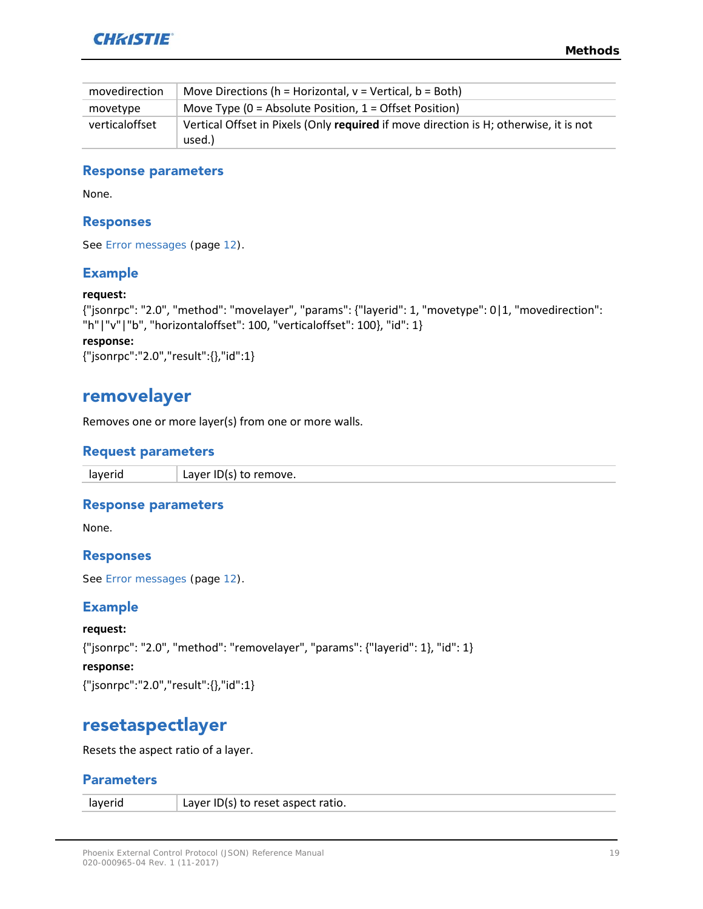| movedirection | Move Directions (h = Horizontal, v = Vertical, b = Both) |
|---|---|
| movetype | Move Type (0 = Absolute Position, 1 = Offset Position) |
| verticaloffset | Vertical Offset in Pixels (Only **required** if move direction is H; otherwise, it is not used.) |

### Response parameters

None.

### Responses

See Error messages (page 12).

### Example

**request:**

{"jsonrpc": "2.0", "method": "movelayer", "params": {"layerid": 1, "movetype": 0|1, "movedirection": "h"|"v"|"b", "horizontaloffset": 100, "verticaloffset": 100}, "id": 1}

**response:**

{"jsonrpc":"2.0","result":{},"id":1}

## removelayer

Removes one or more layer(s) from one or more walls.

### Request parameters

| layerid | Layer ID(s) to remove. |
|---|---|

### Response parameters

None.

### Responses

See Error messages (page 12).

### Example

**request:**

{"jsonrpc": "2.0", "method": "removelayer", "params": {"layerid": 1}, "id": 1}

**response:**

{"jsonrpc":"2.0","result":{},"id":1}

## resetaspectlayer

Resets the aspect ratio of a layer.

### Parameters

| layerid | Layer ID(s) to reset aspect ratio. |
|---|---|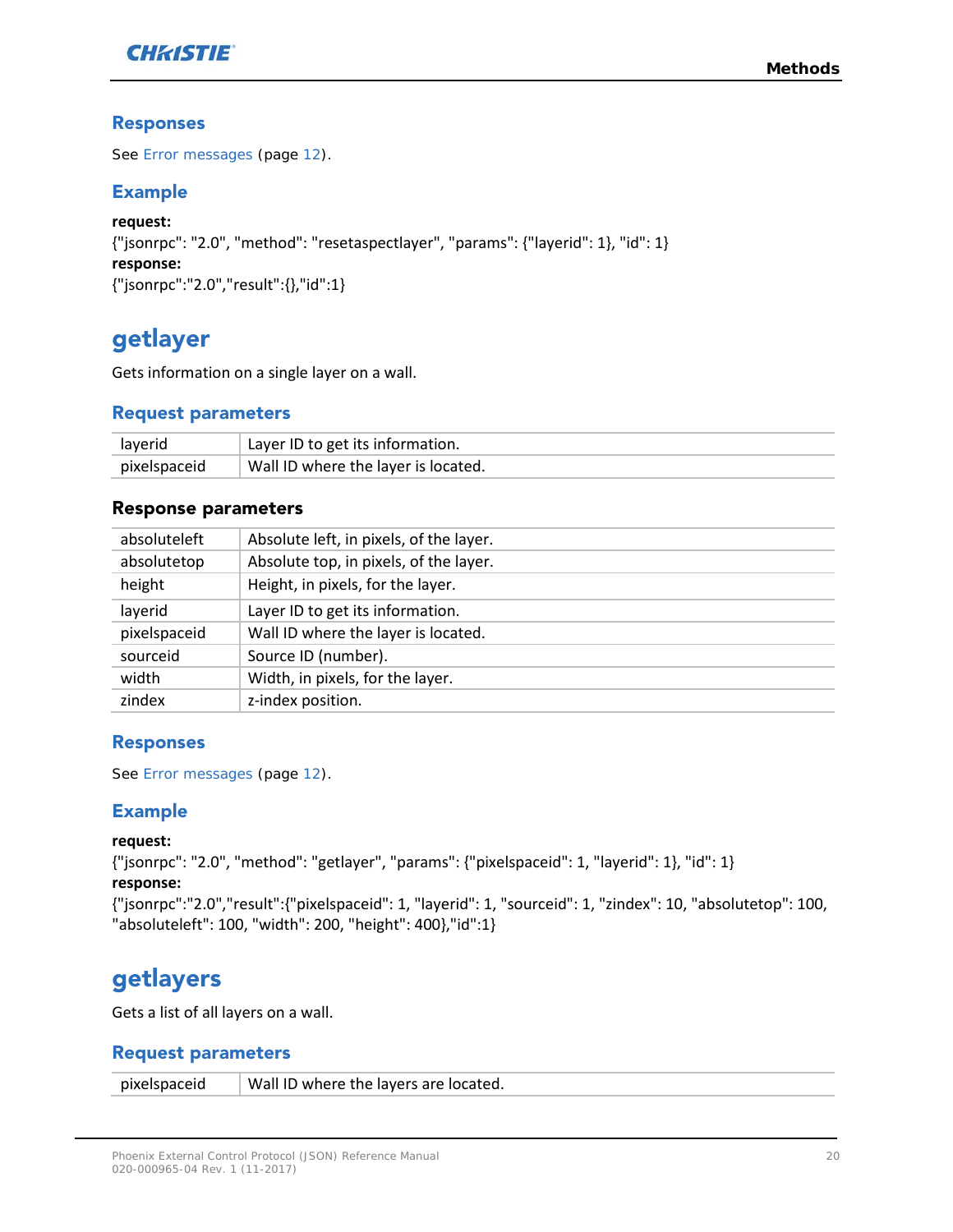### Responses

See Error messages (page 12).

### Example

**request:**

{"jsonrpc": "2.0", "method": "resetaspectlayer", "params": {"layerid": 1}, "id": 1}

**response:**

{"jsonrpc":"2.0","result":{},"id":1}

## getlayer

Gets information on a single layer on a wall.

### Request parameters

| | |
|---|---|
| layerid | Layer ID to get its information. |
| pixelspaceid | Wall ID where the layer is located. |

#### Response parameters

| | |
|---|---|
| absoluteleft | Absolute left, in pixels, of the layer. |
| absolutetop | Absolute top, in pixels, of the layer. |
| height | Height, in pixels, for the layer. |
| layerid | Layer ID to get its information. |
| pixelspaceid | Wall ID where the layer is located. |
| sourceid | Source ID (number). |
| width | Width, in pixels, for the layer. |
| zindex | z-index position. |

### Responses

See Error messages (page 12).

### Example

**request:**

{"jsonrpc": "2.0", "method": "getlayer", "params": {"pixelspaceid": 1, "layerid": 1}, "id": 1}

**response:**

{"jsonrpc":"2.0","result":{"pixelspaceid": 1, "layerid": 1, "sourceid": 1, "zindex": 10, "absolutetop": 100, "absoluteleft": 100, "width": 200, "height": 400},"id":1}

## getlayers

Gets a list of all layers on a wall.

### Request parameters

| | |
|---|---|
| pixelspaceid | Wall ID where the layers are located. |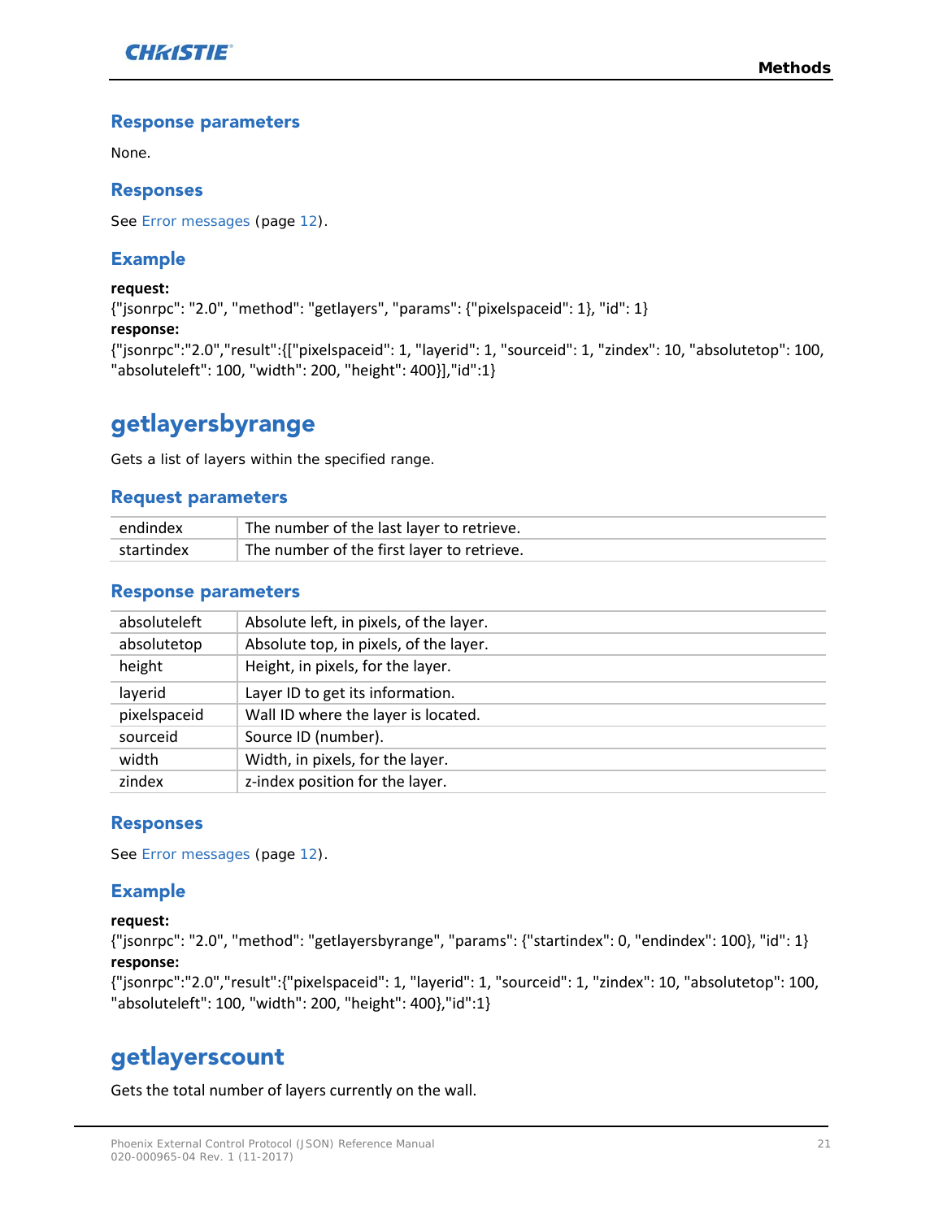### Response parameters

None.

### Responses

See Error messages (page 12).

### Example

**request:**

{"jsonrpc": "2.0", "method": "getlayers", "params": {"pixelspaceid": 1}, "id": 1}

**response:**

{"jsonrpc":"2.0","result":{["pixelspaceid": 1, "layerid": 1, "sourceid": 1, "zindex": 10, "absolutetop": 100, "absoluteleft": 100, "width": 200, "height": 400}],"id":1}

## getlayersbyrange

Gets a list of layers within the specified range.

### Request parameters

| | |
|---|---|
| endindex | The number of the last layer to retrieve. |
| startindex | The number of the first layer to retrieve. |

### Response parameters

| | |
|---|---|
| absoluteleft | Absolute left, in pixels, of the layer. |
| absolutetop | Absolute top, in pixels, of the layer. |
| height | Height, in pixels, for the layer. |
| layerid | Layer ID to get its information. |
| pixelspaceid | Wall ID where the layer is located. |
| sourceid | Source ID (number). |
| width | Width, in pixels, for the layer. |
| zindex | z-index position for the layer. |

### Responses

See Error messages (page 12).

### Example

**request:**

{"jsonrpc": "2.0", "method": "getlayersbyrange", "params": {"startindex": 0, "endindex": 100}, "id": 1}

**response:**

{"jsonrpc":"2.0","result":{"pixelspaceid": 1, "layerid": 1, "sourceid": 1, "zindex": 10, "absolutetop": 100, "absoluteleft": 100, "width": 200, "height": 400},"id":1}

## getlayerscount

Gets the total number of layers currently on the wall.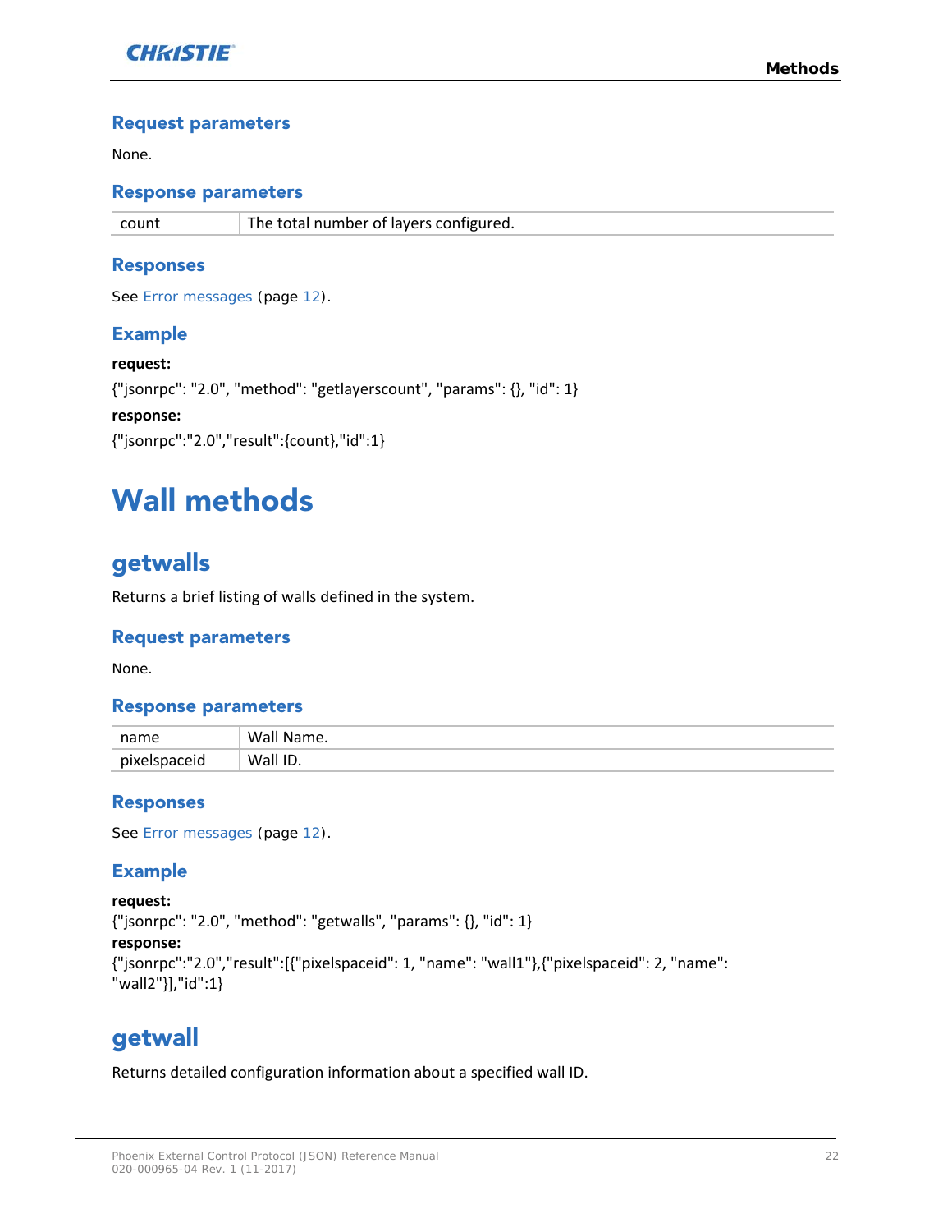### Request parameters

None.

### Response parameters

| | |
|---|---|
| count | The total number of layers configured. |

### Responses

See Error messages (page 12).

### Example

**request:**

{"jsonrpc": "2.0", "method": "getlayerscount", "params": {}, "id": 1}

**response:**

{"jsonrpc":"2.0","result":{count},"id":1}

# Wall methods

## getwalls

Returns a brief listing of walls defined in the system.

### Request parameters

None.

### Response parameters

| | |
|---|---|
| name | Wall Name. |
| pixelspaceid | Wall ID. |

### Responses

See Error messages (page 12).

### Example

**request:**

{"jsonrpc": "2.0", "method": "getwalls", "params": {}, "id": 1}

**response:**

{"jsonrpc":"2.0","result":[{"pixelspaceid": 1, "name": "wall1"},{"pixelspaceid": 2, "name": "wall2"}],"id":1}

## getwall

Returns detailed configuration information about a specified wall ID.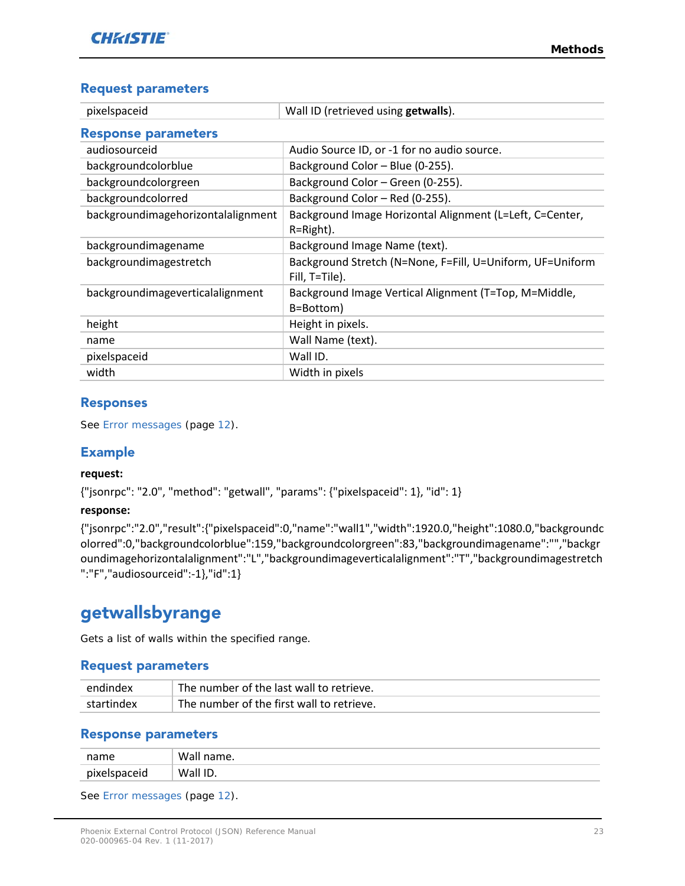### Request parameters

| | |
|---|---|
| pixelspaceid | Wall ID (retrieved using **getwalls**). |

### Response parameters

| | |
|---|---|
| audiosourceid | Audio Source ID, or -1 for no audio source. |
| backgroundcolorblue | Background Color – Blue (0-255). |
| backgroundcolorgreen | Background Color – Green (0-255). |
| backgroundcolorred | Background Color – Red (0-255). |
| backgroundimagehorizontalalignment | Background Image Horizontal Alignment (L=Left, C=Center, R=Right). |
| backgroundimagename | Background Image Name (text). |
| backgroundimagestretch | Background Stretch (N=None, F=Fill, U=Uniform, UF=Uniform Fill, T=Tile). |
| backgroundimageverticalalignment | Background Image Vertical Alignment (T=Top, M=Middle, B=Bottom) |
| height | Height in pixels. |
| name | Wall Name (text). |
| pixelspaceid | Wall ID. |
| width | Width in pixels |

### Responses

See Error messages (page 12).

### Example

**request:**

{"jsonrpc": "2.0", "method": "getwall", "params": {"pixelspaceid": 1}, "id": 1}

**response:**

{"jsonrpc":"2.0","result":{"pixelspaceid":0,"name":"wall1","width":1920.0,"height":1080.0,"backgroundcolorred":0,"backgroundcolorblue":159,"backgroundcolorgreen":83,"backgroundimagename":"","backgroundimagehorizontalalignment":"L","backgroundimageverticalalignment":"T","backgroundimagestretch":"F","audiosourceid":-1},"id":1}

## getwallsbyrange

Gets a list of walls within the specified range.

### Request parameters

| | |
|---|---|
| endindex | The number of the last wall to retrieve. |
| startindex | The number of the first wall to retrieve. |

### Response parameters

| | |
|---|---|
| name | Wall name. |
| pixelspaceid | Wall ID. |

See Error messages (page 12).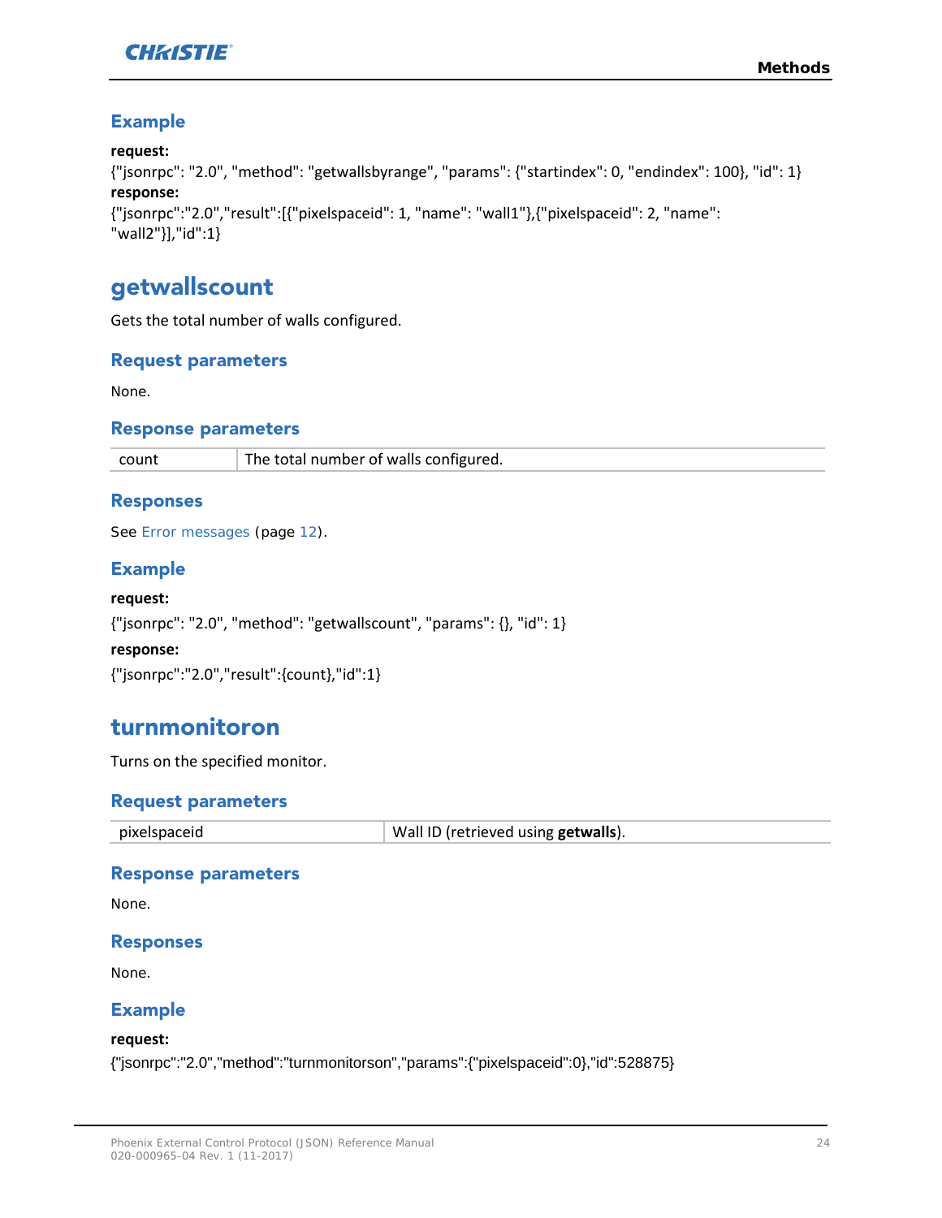### Example

**request:**

{"jsonrpc": "2.0", "method": "getwallsbyrange", "params": {"startindex": 0, "endindex": 100}, "id": 1}

**response:**

{"jsonrpc":"2.0","result":[{"pixelspaceid": 1, "name": "wall1"},{"pixelspaceid": 2, "name": "wall2"}],"id":1}

## getwallscount

Gets the total number of walls configured.

### Request parameters

None.

### Response parameters

| count | The total number of walls configured. |
|---|---|

### Responses

See Error messages (page 12).

### Example

**request:**

{"jsonrpc": "2.0", "method": "getwallscount", "params": {}, "id": 1}

**response:**

{"jsonrpc":"2.0","result":{count},"id":1}

## turnmonitoron

Turns on the specified monitor.

### Request parameters

| pixelspaceid | Wall ID (retrieved using **getwalls**). |
|---|---|

### Response parameters

None.

### Responses

None.

### Example

**request:**

{"jsonrpc":"2.0","method":"turnmonitorson","params":{"pixelspaceid":0},"id":528875}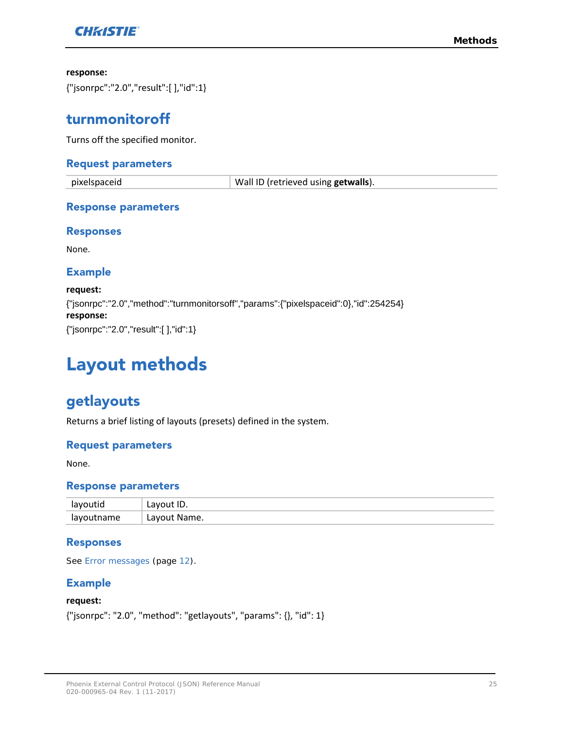**response:**

{"jsonrpc":"2.0","result":[ ],"id":1}

## turnmonitoroff

Turns off the specified monitor.

### Request parameters

| | |
|---|---|
| pixelspaceid | Wall ID (retrieved using **getwalls**). |

### Response parameters

### Responses

None.

### Example

**request:**

{"jsonrpc":"2.0","method":"turnmonitorsoff","params":{"pixelspaceid":0},"id":254254}

**response:**

{"jsonrpc":"2.0","result":[ ],"id":1}

# Layout methods

## getlayouts

Returns a brief listing of layouts (presets) defined in the system.

### Request parameters

None.

### Response parameters

| | |
|---|---|
| layoutid | Layout ID. |
| layoutname | Layout Name. |

### Responses

See Error messages (page 12).

### Example

**request:**

{"jsonrpc": "2.0", "method": "getlayouts", "params": {}, "id": 1}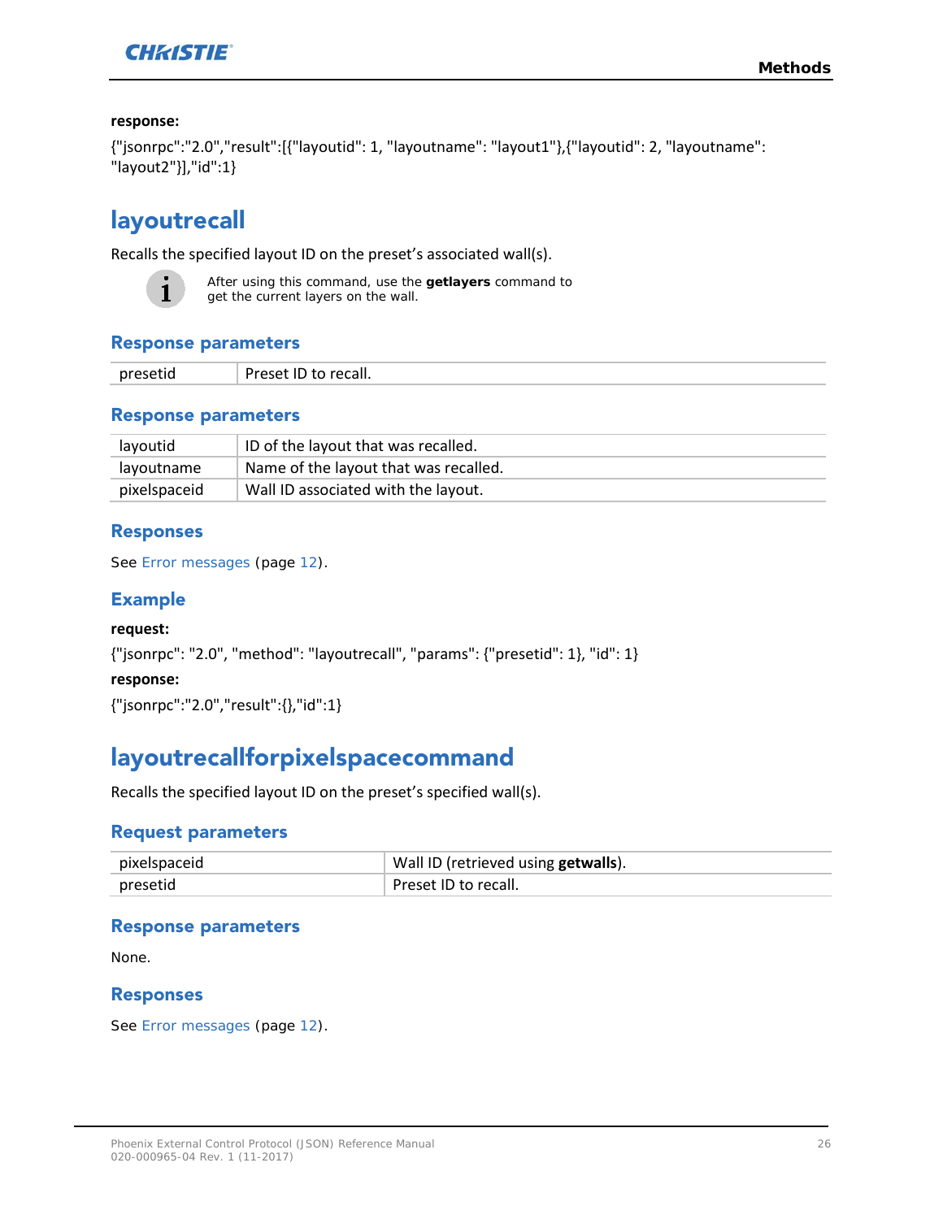**response:**

{"jsonrpc":"2.0","result":[{"layoutid": 1, "layoutname": "layout1"},{"layoutid": 2, "layoutname": "layout2"}],"id":1}

# layoutrecall

Recalls the specified layout ID on the preset's associated wall(s).

After using this command, use the **getlayers** command to get the current layers on the wall.

### Response parameters

| | |
|---|---|
| presetid | Preset ID to recall. |

### Response parameters

| | |
|---|---|
| layoutid | ID of the layout that was recalled. |
| layoutname | Name of the layout that was recalled. |
| pixelspaceid | Wall ID associated with the layout. |

### Responses

See Error messages (page 12).

### Example

**request:**

{"jsonrpc": "2.0", "method": "layoutrecall", "params": {"presetid": 1}, "id": 1}

**response:**

{"jsonrpc":"2.0","result":{},"id":1}

# layoutrecallforpixelspacecommand

Recalls the specified layout ID on the preset's specified wall(s).

### Request parameters

| | |
|---|---|
| pixelspaceid | Wall ID (retrieved using **getwalls**). |
| presetid | Preset ID to recall. |

### Response parameters

None.

### Responses

See Error messages (page 12).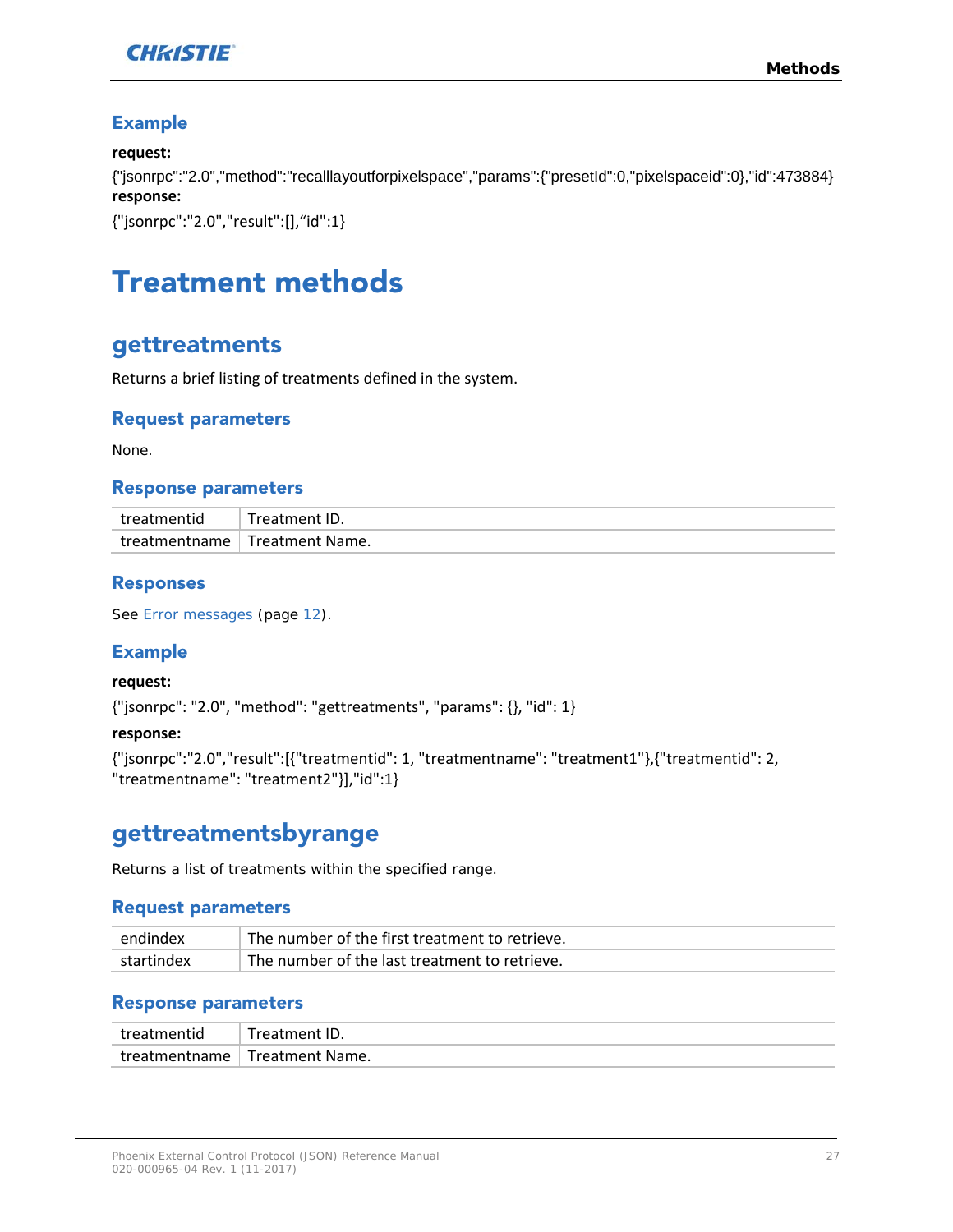### Example

**request:**

{"jsonrpc":"2.0","method":"recalllayoutforpixelspace","params":{"presetId":0,"pixelspaceid":0},"id":473884}

**response:**

{"jsonrpc":"2.0","result":[],“id":1}

# Treatment methods

## gettreatments

Returns a brief listing of treatments defined in the system.

### Request parameters

None.

### Response parameters

| | |
|---|---|
| treatmentid | Treatment ID. |
| treatmentname | Treatment Name. |

### Responses

See Error messages (page 12).

### Example

**request:**

{"jsonrpc": "2.0", "method": "gettreatments", "params": {}, "id": 1}

**response:**

{"jsonrpc":"2.0","result":[{"treatmentid": 1, "treatmentname": "treatment1"},{"treatmentid": 2, "treatmentname": "treatment2"}],"id":1}

## gettreatmentsbyrange

Returns a list of treatments within the specified range.

### Request parameters

| | |
|---|---|
| endindex | The number of the first treatment to retrieve. |
| startindex | The number of the last treatment to retrieve. |

### Response parameters

| | |
|---|---|
| treatmentid | Treatment ID. |
| treatmentname | Treatment Name. |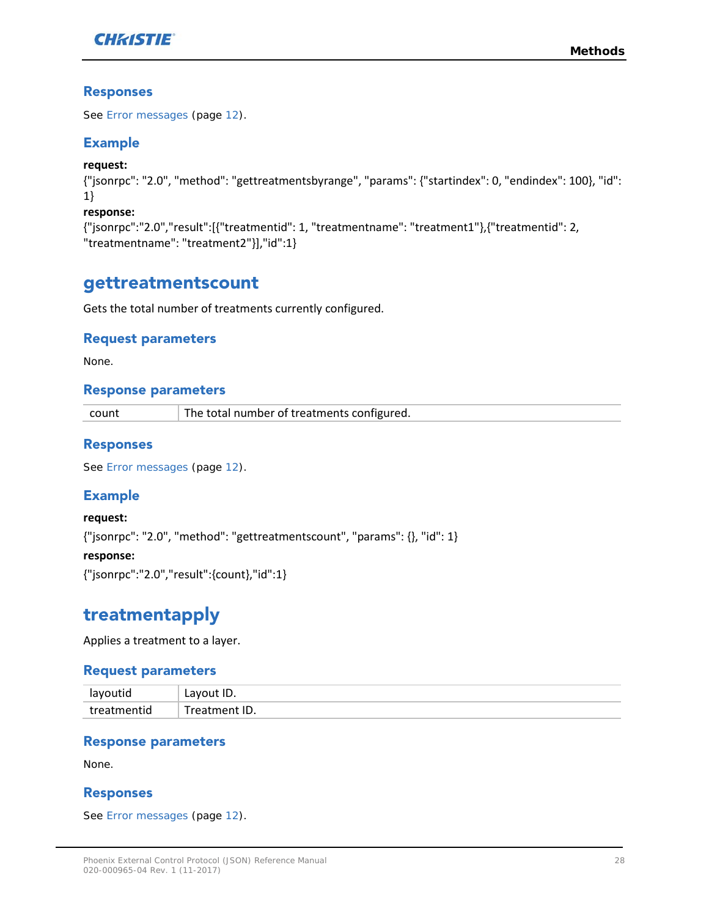### Responses

See Error messages (page 12).

### Example

**request:**

{"jsonrpc": "2.0", "method": "gettreatmentsbyrange", "params": {"startindex": 0, "endindex": 100}, "id": 1}

**response:**

{"jsonrpc":"2.0","result":[{"treatmentid": 1, "treatmentname": "treatment1"},{"treatmentid": 2, "treatmentname": "treatment2"}],"id":1}

## gettreatmentscount

Gets the total number of treatments currently configured.

### Request parameters

None.

### Response parameters

| | |
|---|---|
| count | The total number of treatments configured. |

### Responses

See Error messages (page 12).

### Example

**request:**

{"jsonrpc": "2.0", "method": "gettreatmentscount", "params": {}, "id": 1}

**response:**

{"jsonrpc":"2.0","result":{count},"id":1}

## treatmentapply

Applies a treatment to a layer.

### Request parameters

| | |
|---|---|
| layoutid | Layout ID. |
| treatmentid | Treatment ID. |

### Response parameters

None.

### Responses

See Error messages (page 12).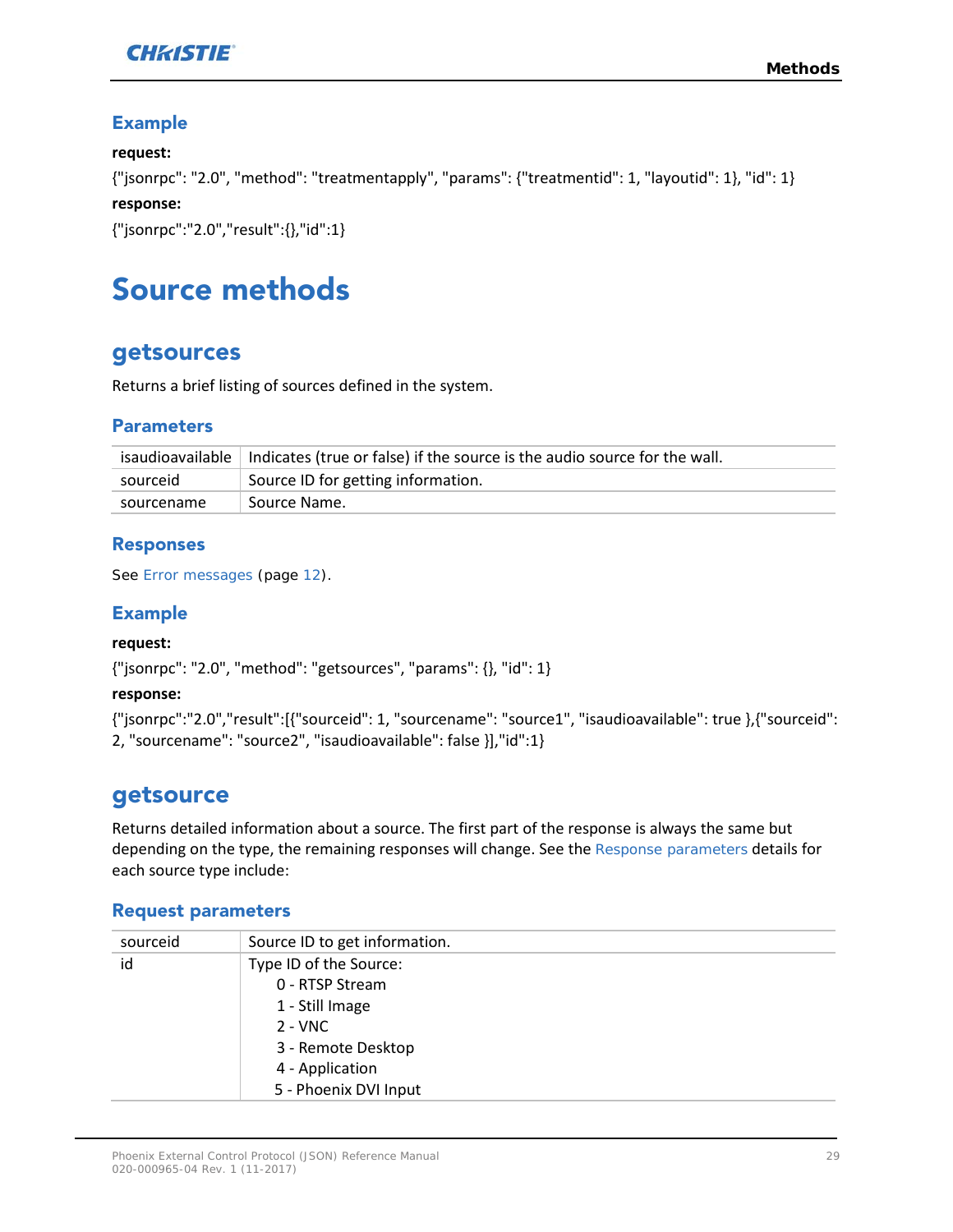### Example

**request:**

{"jsonrpc": "2.0", "method": "treatmentapply", "params": {"treatmentid": 1, "layoutid": 1}, "id": 1}

**response:**

{"jsonrpc":"2.0","result":{},"id":1}

# Source methods

## getsources

Returns a brief listing of sources defined in the system.

### Parameters

| | |
|---|---|
| isaudioavailable | Indicates (true or false) if the source is the audio source for the wall. |
| sourceid | Source ID for getting information. |
| sourcename | Source Name. |

### Responses

See Error messages (page 12).

### Example

**request:**

{"jsonrpc": "2.0", "method": "getsources", "params": {}, "id": 1}

**response:**

{"jsonrpc":"2.0","result":[{"sourceid": 1, "sourcename": "source1", "isaudioavailable": true },{"sourceid": 2, "sourcename": "source2", "isaudioavailable": false }],"id":1}

## getsource

Returns detailed information about a source. The first part of the response is always the same but depending on the type, the remaining responses will change. See the Response parameters details for each source type include:

### Request parameters

| | |
|---|---|
| sourceid | Source ID to get information. |
| id | Type ID of the Source:<br>0 - RTSP Stream<br>1 - Still Image<br>2 - VNC<br>3 - Remote Desktop<br>4 - Application<br>5 - Phoenix DVI Input |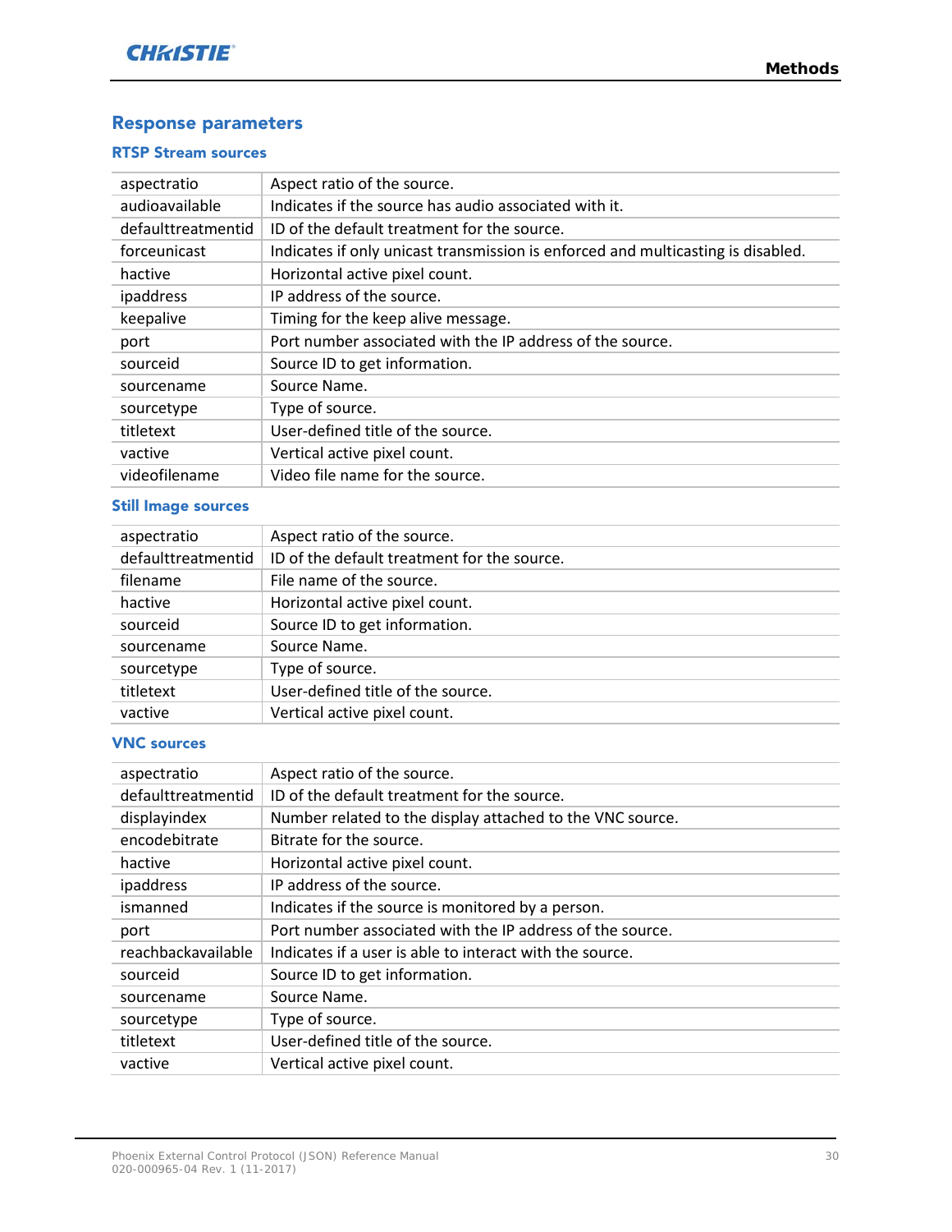## Response parameters

### RTSP Stream sources

| | |
|---|---|
| aspectratio | Aspect ratio of the source. |
| audioavailable | Indicates if the source has audio associated with it. |
| defaulttreatmentid | ID of the default treatment for the source. |
| forceunicast | Indicates if only unicast transmission is enforced and multicasting is disabled. |
| hactive | Horizontal active pixel count. |
| ipaddress | IP address of the source. |
| keepalive | Timing for the keep alive message. |
| port | Port number associated with the IP address of the source. |
| sourceid | Source ID to get information. |
| sourcename | Source Name. |
| sourcetype | Type of source. |
| titletext | User-defined title of the source. |
| vactive | Vertical active pixel count. |
| videofilename | Video file name for the source. |

### Still Image sources

| | |
|---|---|
| aspectratio | Aspect ratio of the source. |
| defaulttreatmentid | ID of the default treatment for the source. |
| filename | File name of the source. |
| hactive | Horizontal active pixel count. |
| sourceid | Source ID to get information. |
| sourcename | Source Name. |
| sourcetype | Type of source. |
| titletext | User-defined title of the source. |
| vactive | Vertical active pixel count. |

### VNC sources

| | |
|---|---|
| aspectratio | Aspect ratio of the source. |
| defaulttreatmentid | ID of the default treatment for the source. |
| displayindex | Number related to the display attached to the VNC source. |
| encodebitrate | Bitrate for the source. |
| hactive | Horizontal active pixel count. |
| ipaddress | IP address of the source. |
| ismanned | Indicates if the source is monitored by a person. |
| port | Port number associated with the IP address of the source. |
| reachbackavailable | Indicates if a user is able to interact with the source. |
| sourceid | Source ID to get information. |
| sourcename | Source Name. |
| sourcetype | Type of source. |
| titletext | User-defined title of the source. |
| vactive | Vertical active pixel count. |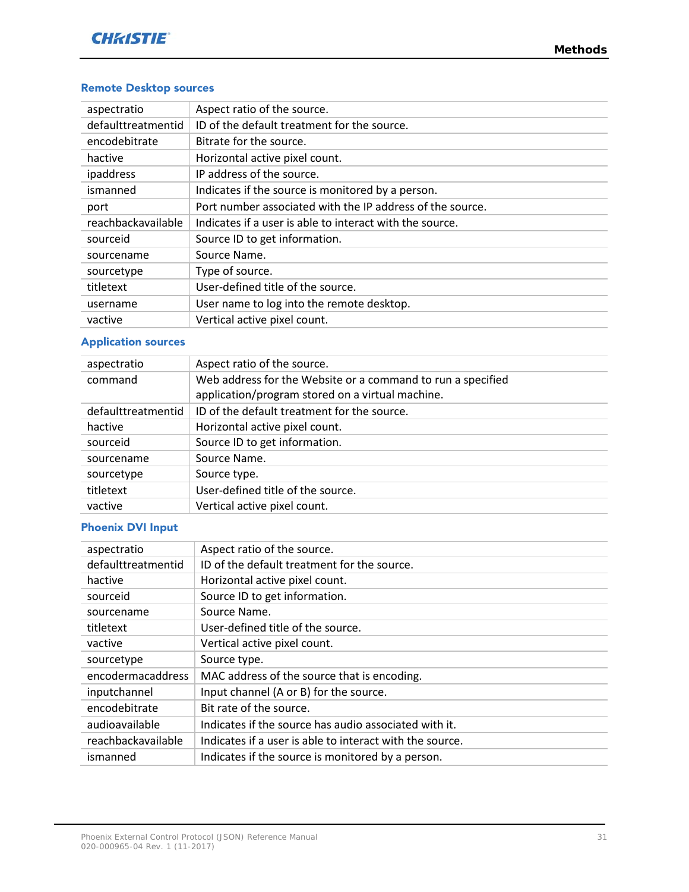### Remote Desktop sources

| | |
|---|---|
| aspectratio | Aspect ratio of the source. |
| defaulttreatmentid | ID of the default treatment for the source. |
| encodebitrate | Bitrate for the source. |
| hactive | Horizontal active pixel count. |
| ipaddress | IP address of the source. |
| ismanned | Indicates if the source is monitored by a person. |
| port | Port number associated with the IP address of the source. |
| reachbackavailable | Indicates if a user is able to interact with the source. |
| sourceid | Source ID to get information. |
| sourcename | Source Name. |
| sourcetype | Type of source. |
| titletext | User-defined title of the source. |
| username | User name to log into the remote desktop. |
| vactive | Vertical active pixel count. |

### Application sources

| | |
|---|---|
| aspectratio | Aspect ratio of the source. |
| command | Web address for the Website or a command to run a specified application/program stored on a virtual machine. |
| defaulttreatmentid | ID of the default treatment for the source. |
| hactive | Horizontal active pixel count. |
| sourceid | Source ID to get information. |
| sourcename | Source Name. |
| sourcetype | Source type. |
| titletext | User-defined title of the source. |
| vactive | Vertical active pixel count. |

### Phoenix DVI Input

| | |
|---|---|
| aspectratio | Aspect ratio of the source. |
| defaulttreatmentid | ID of the default treatment for the source. |
| hactive | Horizontal active pixel count. |
| sourceid | Source ID to get information. |
| sourcename | Source Name. |
| titletext | User-defined title of the source. |
| vactive | Vertical active pixel count. |
| sourcetype | Source type. |
| encodermacaddress | MAC address of the source that is encoding. |
| inputchannel | Input channel (A or B) for the source. |
| encodebitrate | Bit rate of the source. |
| audioavailable | Indicates if the source has audio associated with it. |
| reachbackavailable | Indicates if a user is able to interact with the source. |
| ismanned | Indicates if the source is monitored by a person. |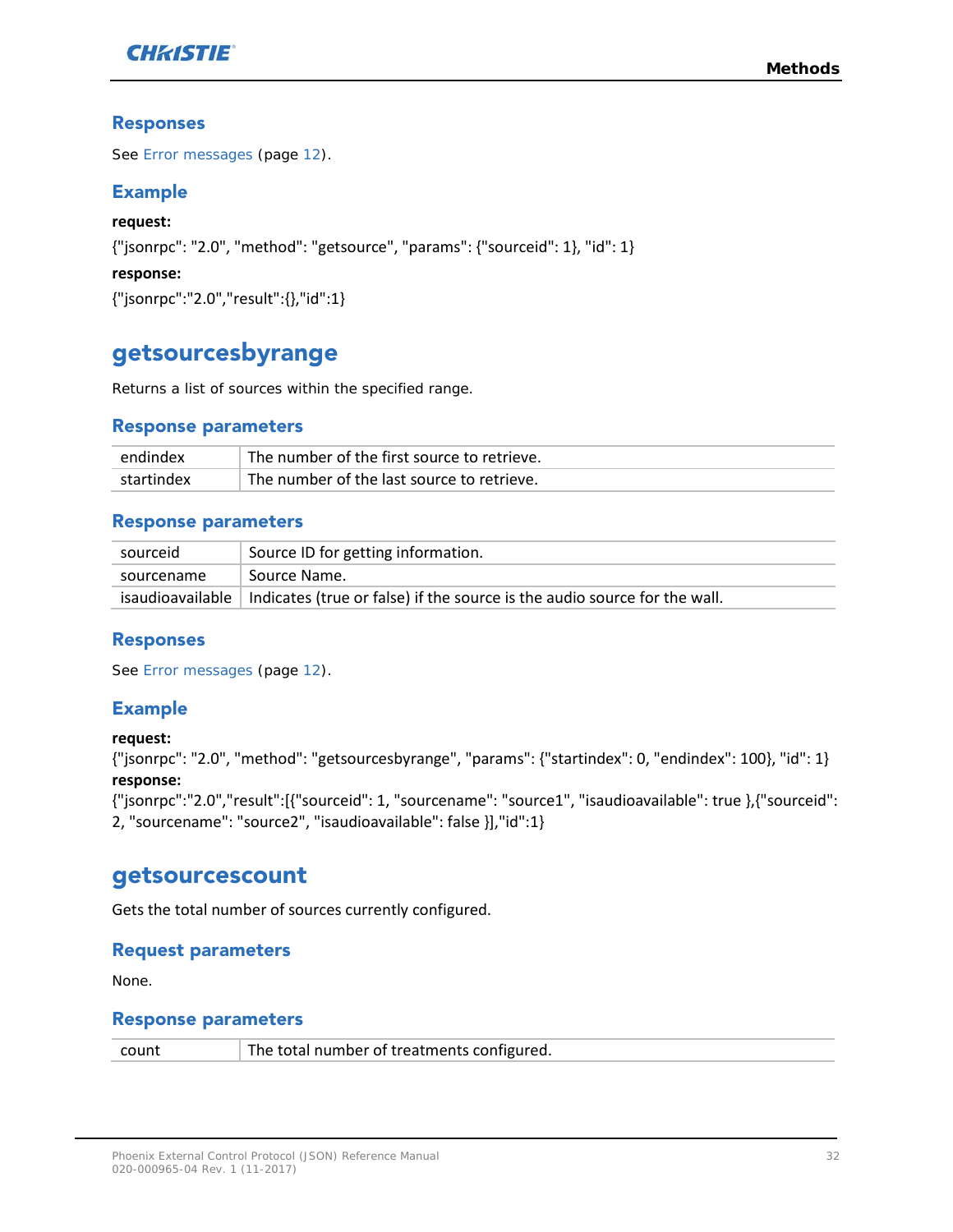### Responses

See Error messages (page 12).

### Example

**request:**

{"jsonrpc": "2.0", "method": "getsource", "params": {"sourceid": 1}, "id": 1}

**response:**

{"jsonrpc":"2.0","result":{},"id":1}

## getsourcesbyrange

Returns a list of sources within the specified range.

### Response parameters

| | |
|---|---|
| endindex | The number of the first source to retrieve. |
| startindex | The number of the last source to retrieve. |

### Response parameters

| | |
|---|---|
| sourceid | Source ID for getting information. |
| sourcename | Source Name. |
| isaudioavailable | Indicates (true or false) if the source is the audio source for the wall. |

### Responses

See Error messages (page 12).

### Example

**request:**

{"jsonrpc": "2.0", "method": "getsourcesbyrange", "params": {"startindex": 0, "endindex": 100}, "id": 1}

**response:**

{"jsonrpc":"2.0","result":[{"sourceid": 1, "sourcename": "source1", "isaudioavailable": true },{"sourceid": 2, "sourcename": "source2", "isaudioavailable": false }],"id":1}

## getsourcescount

Gets the total number of sources currently configured.

### Request parameters

None.

### Response parameters

| | |
|---|---|
| count | The total number of treatments configured. |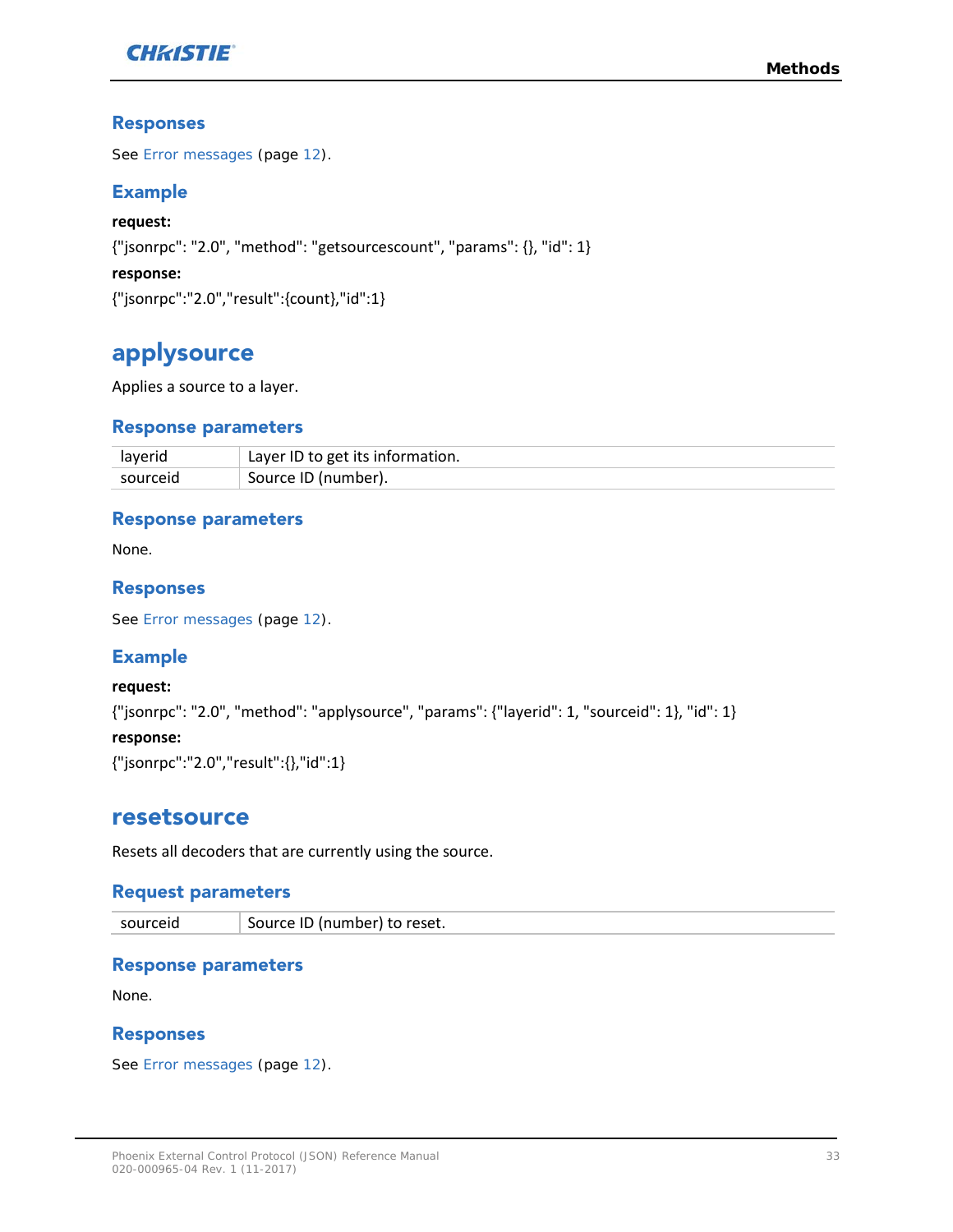### Responses

See Error messages (page 12).

### Example

**request:**

{"jsonrpc": "2.0", "method": "getsourcescount", "params": {}, "id": 1}

**response:**

{"jsonrpc":"2.0","result":{count},"id":1}

## applysource

Applies a source to a layer.

### Response parameters

| | |
|---|---|
| layerid | Layer ID to get its information. |
| sourceid | Source ID (number). |

### Response parameters

None.

### Responses

See Error messages (page 12).

### Example

**request:**

{"jsonrpc": "2.0", "method": "applysource", "params": {"layerid": 1, "sourceid": 1}, "id": 1}

**response:**

{"jsonrpc":"2.0","result":{},"id":1}

## resetsource

Resets all decoders that are currently using the source.

### Request parameters

| | |
|---|---|
| sourceid | Source ID (number) to reset. |

### Response parameters

None.

### Responses

See Error messages (page 12).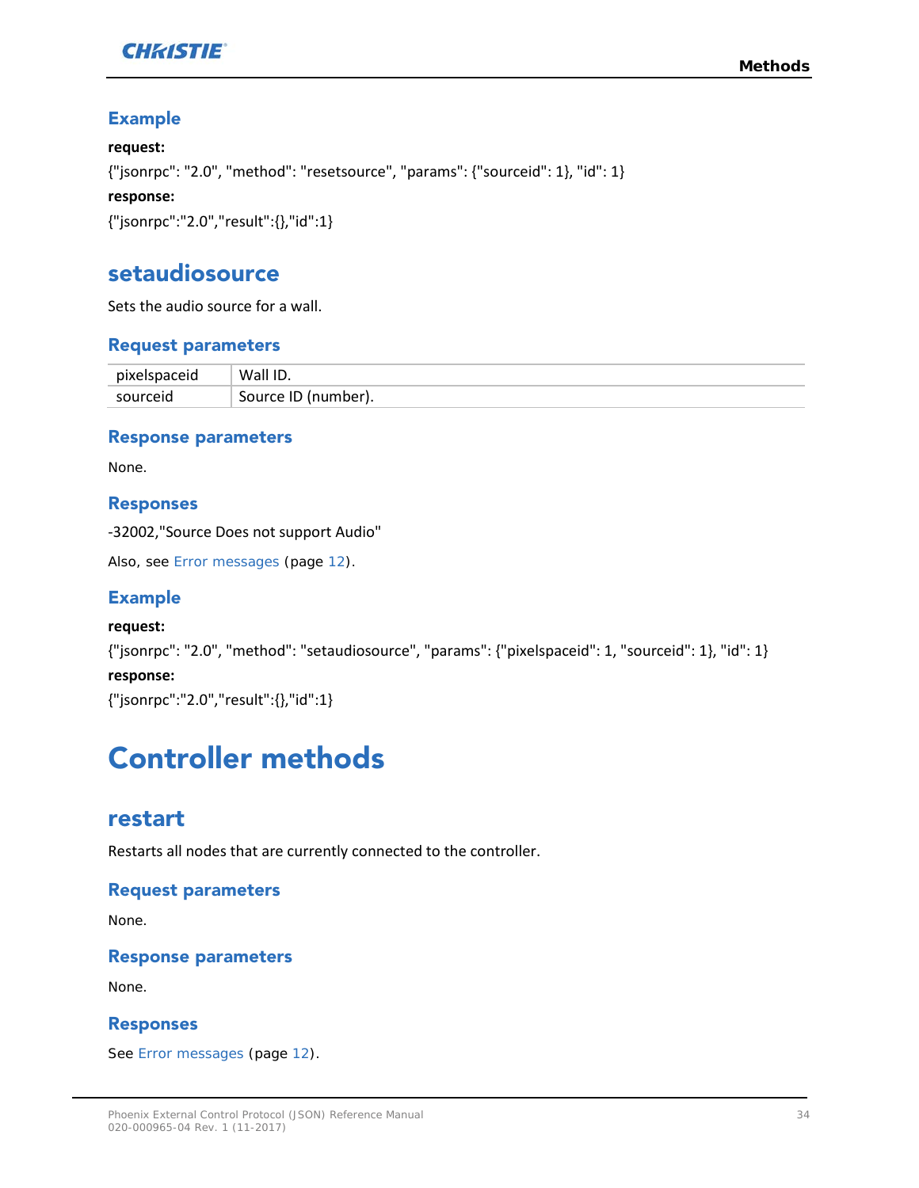### Example

**request:**

{"jsonrpc": "2.0", "method": "resetsource", "params": {"sourceid": 1}, "id": 1}

**response:**

{"jsonrpc":"2.0","result":{},"id":1}

## setaudiosource

Sets the audio source for a wall.

### Request parameters

| pixelspaceid | Wall ID. |
|---|---|
| sourceid | Source ID (number). |

### Response parameters

None.

### Responses

-32002,"Source Does not support Audio"

Also, see Error messages (page 12).

### Example

**request:**

{"jsonrpc": "2.0", "method": "setaudiosource", "params": {"pixelspaceid": 1, "sourceid": 1}, "id": 1}

**response:**

{"jsonrpc":"2.0","result":{},"id":1}

# Controller methods

## restart

Restarts all nodes that are currently connected to the controller.

### Request parameters

None.

### Response parameters

None.

### Responses

See Error messages (page 12).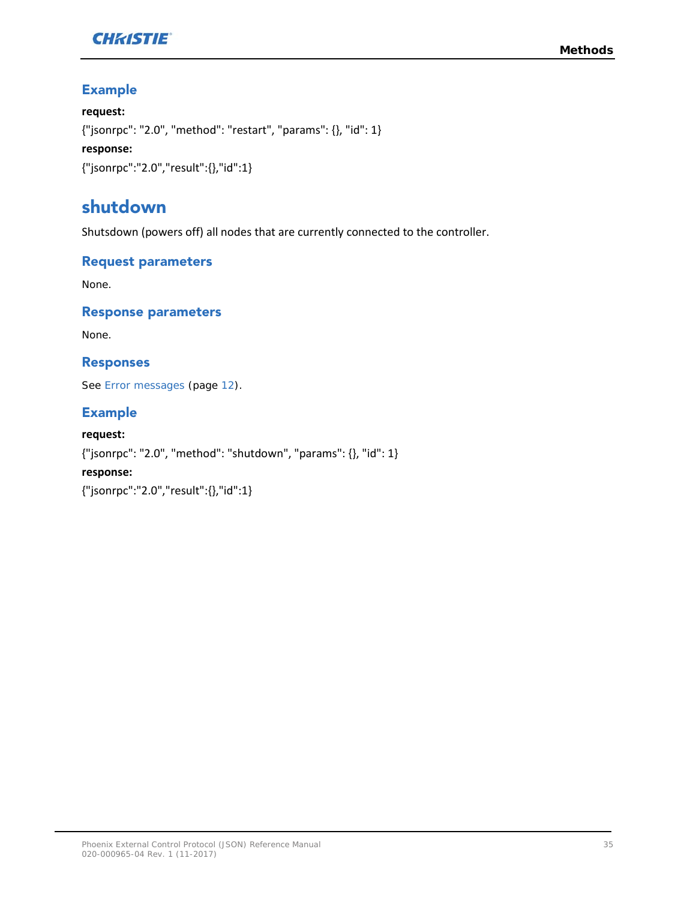### Example

**request:**

{"jsonrpc": "2.0", "method": "restart", "params": {}, "id": 1}

**response:**

{"jsonrpc":"2.0","result":{},"id":1}

## shutdown

Shutsdown (powers off) all nodes that are currently connected to the controller.

### Request parameters

None.

### Response parameters

None.

### Responses

See Error messages (page 12).

### Example

**request:**

{"jsonrpc": "2.0", "method": "shutdown", "params": {}, "id": 1}

**response:**

{"jsonrpc":"2.0","result":{},"id":1}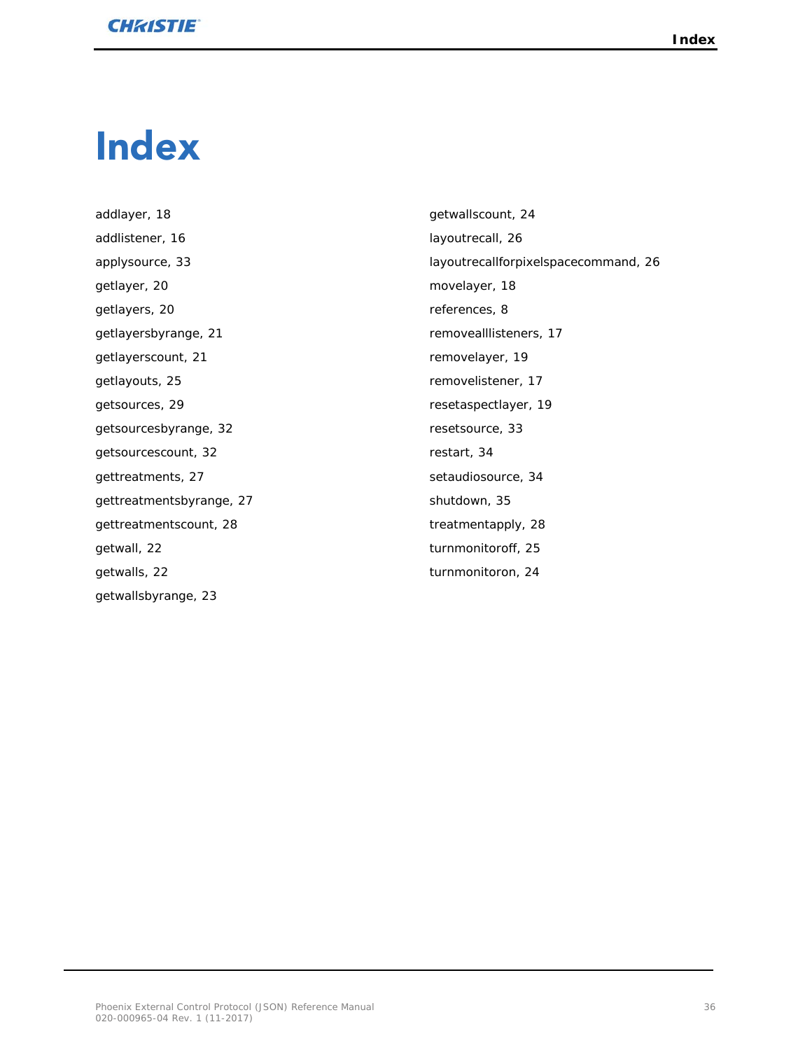# Index

addlayer, 18

addlistener, 16

applysource, 33

getlayer, 20

getlayers, 20

getlayersbyrange, 21

getlayerscount, 21

getlayouts, 25

getsources, 29

getsourcesbyrange, 32

getsourcescount, 32

gettreatments, 27

gettreatmentsbyrange, 27

gettreatmentscount, 28

getwall, 22

getwalls, 22

getwallsbyrange, 23

getwallscount, 24

layoutrecall, 26

layoutrecallforpixelspacecommand, 26

movelayer, 18

references, 8

removealllisteners, 17

removelayer, 19

removelistener, 17

resetaspectlayer, 19

resetsource, 33

restart, 34

setaudiosource, 34

shutdown, 35

treatmentapply, 28

turnmonitoroff, 25

turnmonitoron, 24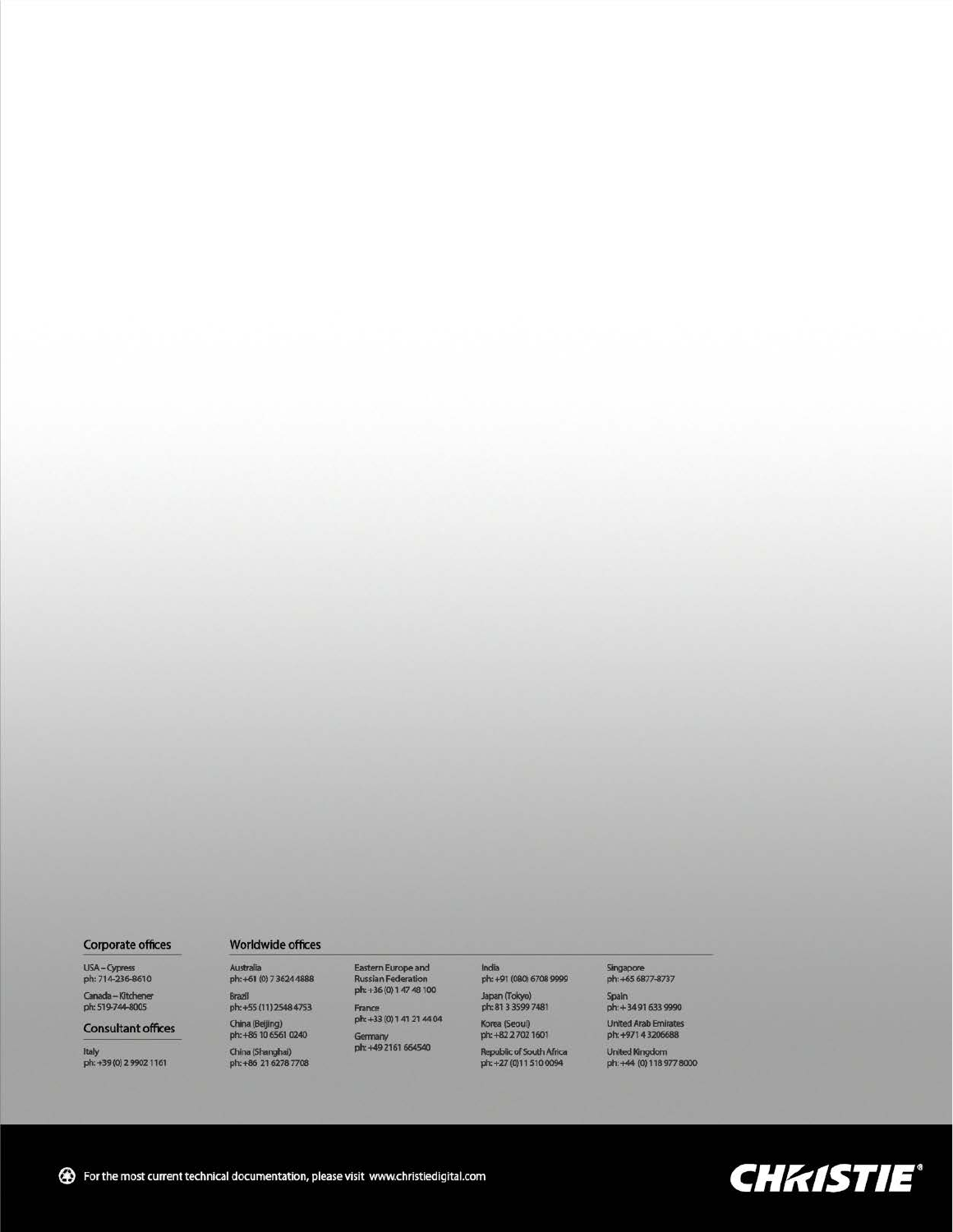### Corporate offices

USA – Cypress
ph: 714-236-8610

Canada – Kitchener
ph: 519-744-8005

### Consultant offices

Italy
ph: +39 (0) 2 9902 1161

### Worldwide offices

Australia
ph: +61 (0) 7 3624 4888

Brazil
ph: +55 (11) 2548 4753

China (Beijing)
ph: +86 10 6561 0240

China (Shanghai)
ph: +86 21 6278 7708

Eastern Europe and Russian Federation
ph: +36 (0) 1 47 48 100

France
ph: +33 (0) 1 41 21 44 04

Germany
ph: +49 2161 664540

India
ph: +91 (080) 6708 9999

Japan (Tokyo)
ph: 81 3 3599 7481

Korea (Seoul)
ph: +82 2 702 1601

Republic of South Africa
ph: +27 (0)11 510 0094

Singapore
ph: +65 6877-8737

Spain
ph: + 34 91 633 9990

United Arab Emirates
ph: +971 4 3206688

United Kingdom
ph: +44 (0) 118 977 8000

For the most current technical documentation, please visit www.christiedigital.com

CHRISTIE®